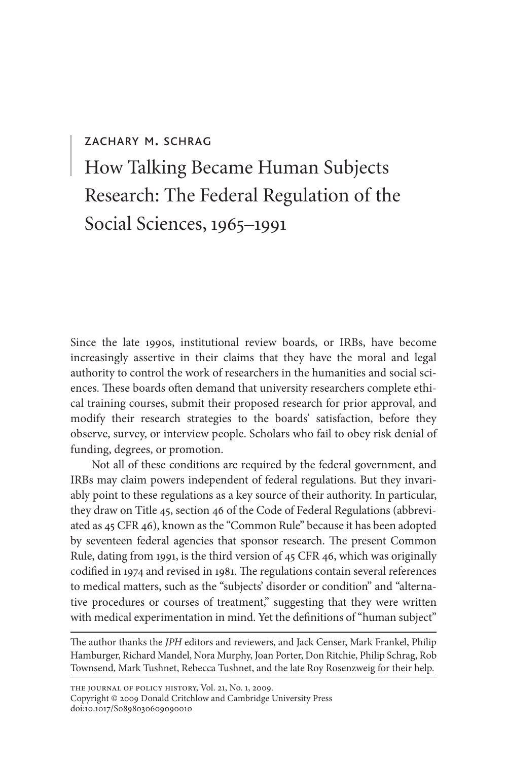ZACHARY M. SCHRAG

# How Talking Became Human Subjects Research: The Federal Regulation of the Social Sciences, 1965–1991

Since the late 1990s, institutional review boards, or IRBs, have become increasingly assertive in their claims that they have the moral and legal authority to control the work of researchers in the humanities and social sciences. These boards often demand that university researchers complete ethical training courses, submit their proposed research for prior approval, and modify their research strategies to the boards' satisfaction, before they observe, survey, or interview people. Scholars who fail to obey risk denial of funding, degrees, or promotion.

Not all of these conditions are required by the federal government, and IRBs may claim powers independent of federal regulations. But they invariably point to these regulations as a key source of their authority. In particular, they draw on Title 45, section 46 of the Code of Federal Regulations (abbreviated as 45 CFR 46), known as the "Common Rule" because it has been adopted by seventeen federal agencies that sponsor research. The present Common Rule, dating from 1991, is the third version of 45 CFR 46, which was originally codified in 1974 and revised in 1981. The regulations contain several references to medical matters, such as the "subjects' disorder or condition" and "alternative procedures or courses of treatment," suggesting that they were written with medical experimentation in mind. Yet the definitions of "human subject"

The author thanks the *JPH* editors and reviewers, and Jack Censer, Mark Frankel, Philip Hamburger, Richard Mandel, Nora Murphy, Joan Porter, Don Ritchie, Philip Schrag, Rob Townsend, Mark Tushnet, Rebecca Tushnet, and the late Roy Rosenzweig for their help.

THE JOURNAL OF POLICY HISTORY, Vol. 21, No. 1, 2009.
Copyright © 2009 Donald Critchlow and Cambridge University Press
doi:10.1017/S0898030609090010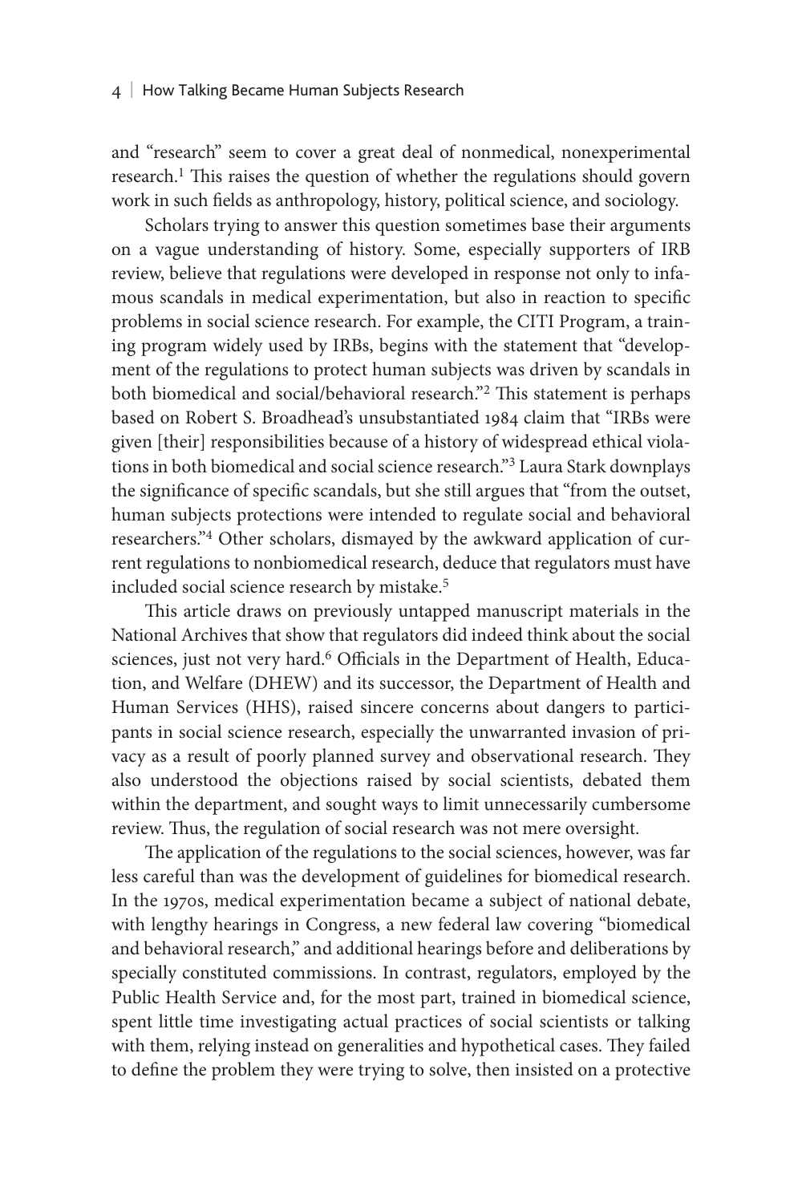and "research" seem to cover a great deal of nonmedical, nonexperimental research.[1] This raises the question of whether the regulations should govern work in such fields as anthropology, history, political science, and sociology.

Scholars trying to answer this question sometimes base their arguments on a vague understanding of history. Some, especially supporters of IRB review, believe that regulations were developed in response not only to infamous scandals in medical experimentation, but also in reaction to specific problems in social science research. For example, the CITI Program, a training program widely used by IRBs, begins with the statement that "development of the regulations to protect human subjects was driven by scandals in both biomedical and social/behavioral research."[2] This statement is perhaps based on Robert S. Broadhead's unsubstantiated 1984 claim that "IRBs were given [their] responsibilities because of a history of widespread ethical violations in both biomedical and social science research."[3] Laura Stark downplays the significance of specific scandals, but she still argues that "from the outset, human subjects protections were intended to regulate social and behavioral researchers."[4] Other scholars, dismayed by the awkward application of current regulations to nonbiomedical research, deduce that regulators must have included social science research by mistake.[5]

This article draws on previously untapped manuscript materials in the National Archives that show that regulators did indeed think about the social sciences, just not very hard.[6] Officials in the Department of Health, Education, and Welfare (DHEW) and its successor, the Department of Health and Human Services (HHS), raised sincere concerns about dangers to participants in social science research, especially the unwarranted invasion of privacy as a result of poorly planned survey and observational research. They also understood the objections raised by social scientists, debated them within the department, and sought ways to limit unnecessarily cumbersome review. Thus, the regulation of social research was not mere oversight.

The application of the regulations to the social sciences, however, was far less careful than was the development of guidelines for biomedical research. In the 1970s, medical experimentation became a subject of national debate, with lengthy hearings in Congress, a new federal law covering "biomedical and behavioral research," and additional hearings before and deliberations by specially constituted commissions. In contrast, regulators, employed by the Public Health Service and, for the most part, trained in biomedical science, spent little time investigating actual practices of social scientists or talking with them, relying instead on generalities and hypothetical cases. They failed to define the problem they were trying to solve, then insisted on a protective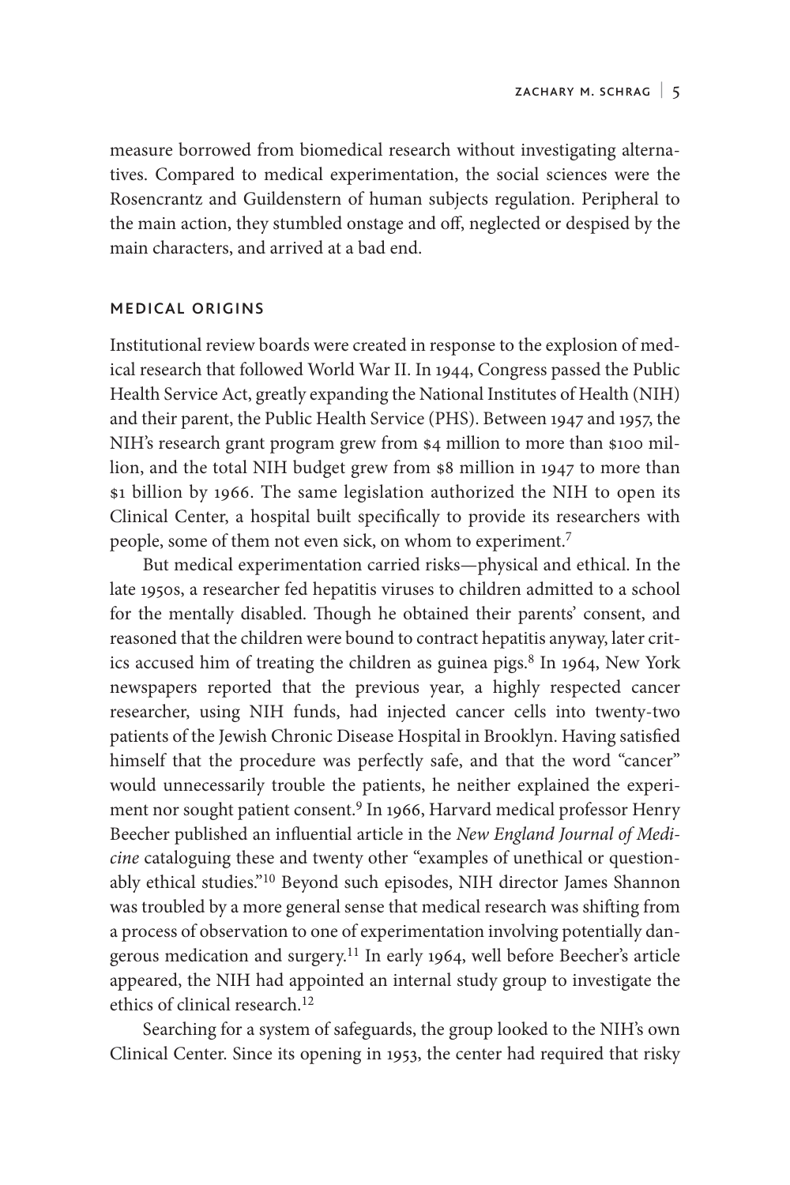measure borrowed from biomedical research without investigating alternatives. Compared to medical experimentation, the social sciences were the Rosencrantz and Guildenstern of human subjects regulation. Peripheral to the main action, they stumbled onstage and off, neglected or despised by the main characters, and arrived at a bad end.

## MEDICAL ORIGINS

Institutional review boards were created in response to the explosion of medical research that followed World War II. In 1944, Congress passed the Public Health Service Act, greatly expanding the National Institutes of Health (NIH) and their parent, the Public Health Service (PHS). Between 1947 and 1957, the NIH's research grant program grew from $4 million to more than $100 million, and the total NIH budget grew from $8 million in 1947 to more than $1 billion by 1966. The same legislation authorized the NIH to open its Clinical Center, a hospital built specifically to provide its researchers with people, some of them not even sick, on whom to experiment.[7]

But medical experimentation carried risks—physical and ethical. In the late 1950s, a researcher fed hepatitis viruses to children admitted to a school for the mentally disabled. Though he obtained their parents' consent, and reasoned that the children were bound to contract hepatitis anyway, later critics accused him of treating the children as guinea pigs.[8] In 1964, New York newspapers reported that the previous year, a highly respected cancer researcher, using NIH funds, had injected cancer cells into twenty-two patients of the Jewish Chronic Disease Hospital in Brooklyn. Having satisfied himself that the procedure was perfectly safe, and that the word "cancer" would unnecessarily trouble the patients, he neither explained the experiment nor sought patient consent.[9] In 1966, Harvard medical professor Henry Beecher published an influential article in the *New England Journal of Medicine* cataloguing these and twenty other "examples of unethical or questionably ethical studies."[10] Beyond such episodes, NIH director James Shannon was troubled by a more general sense that medical research was shifting from a process of observation to one of experimentation involving potentially dangerous medication and surgery.[11] In early 1964, well before Beecher's article appeared, the NIH had appointed an internal study group to investigate the ethics of clinical research.[12]

Searching for a system of safeguards, the group looked to the NIH's own Clinical Center. Since its opening in 1953, the center had required that risky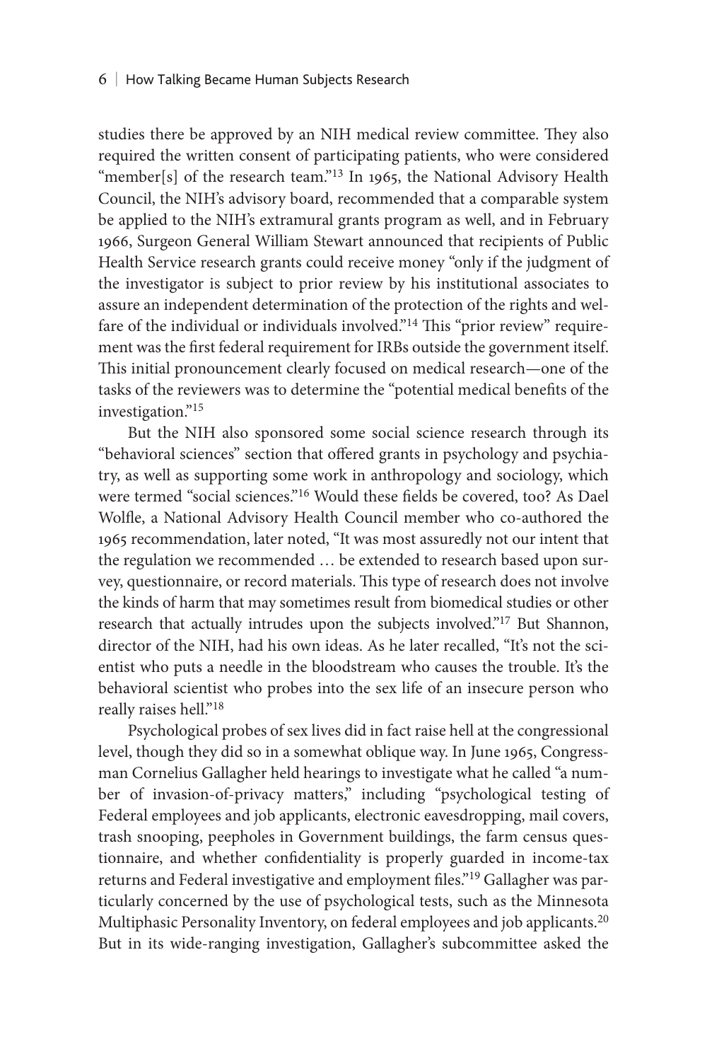studies there be approved by an NIH medical review committee. They also required the written consent of participating patients, who were considered "member[s] of the research team."[13] In 1965, the National Advisory Health Council, the NIH's advisory board, recommended that a comparable system be applied to the NIH's extramural grants program as well, and in February 1966, Surgeon General William Stewart announced that recipients of Public Health Service research grants could receive money "only if the judgment of the investigator is subject to prior review by his institutional associates to assure an independent determination of the protection of the rights and welfare of the individual or individuals involved."[14] This "prior review" requirement was the first federal requirement for IRBs outside the government itself. This initial pronouncement clearly focused on medical research—one of the tasks of the reviewers was to determine the "potential medical benefits of the investigation."[15]

But the NIH also sponsored some social science research through its "behavioral sciences" section that offered grants in psychology and psychiatry, as well as supporting some work in anthropology and sociology, which were termed "social sciences."[16] Would these fields be covered, too? As Dael Wolfle, a National Advisory Health Council member who co-authored the 1965 recommendation, later noted, "It was most assuredly not our intent that the regulation we recommended … be extended to research based upon survey, questionnaire, or record materials. This type of research does not involve the kinds of harm that may sometimes result from biomedical studies or other research that actually intrudes upon the subjects involved."[17] But Shannon, director of the NIH, had his own ideas. As he later recalled, "It's not the scientist who puts a needle in the bloodstream who causes the trouble. It's the behavioral scientist who probes into the sex life of an insecure person who really raises hell."[18]

Psychological probes of sex lives did in fact raise hell at the congressional level, though they did so in a somewhat oblique way. In June 1965, Congressman Cornelius Gallagher held hearings to investigate what he called "a number of invasion-of-privacy matters," including "psychological testing of Federal employees and job applicants, electronic eavesdropping, mail covers, trash snooping, peepholes in Government buildings, the farm census questionnaire, and whether confidentiality is properly guarded in income-tax returns and Federal investigative and employment files."[19] Gallagher was particularly concerned by the use of psychological tests, such as the Minnesota Multiphasic Personality Inventory, on federal employees and job applicants.[20] But in its wide-ranging investigation, Gallagher's subcommittee asked the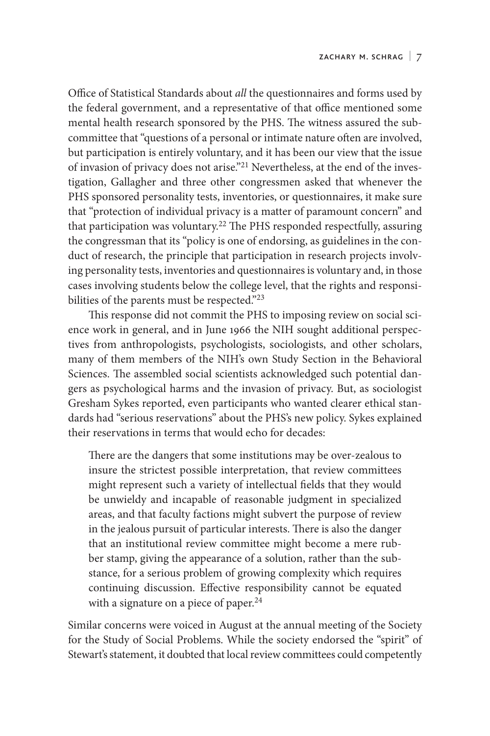Office of Statistical Standards about *all* the questionnaires and forms used by the federal government, and a representative of that office mentioned some mental health research sponsored by the PHS. The witness assured the subcommittee that "questions of a personal or intimate nature often are involved, but participation is entirely voluntary, and it has been our view that the issue of invasion of privacy does not arise."[21] Nevertheless, at the end of the investigation, Gallagher and three other congressmen asked that whenever the PHS sponsored personality tests, inventories, or questionnaires, it make sure that "protection of individual privacy is a matter of paramount concern" and that participation was voluntary.[22] The PHS responded respectfully, assuring the congressman that its "policy is one of endorsing, as guidelines in the conduct of research, the principle that participation in research projects involving personality tests, inventories and questionnaires is voluntary and, in those cases involving students below the college level, that the rights and responsibilities of the parents must be respected."[23]

This response did not commit the PHS to imposing review on social science work in general, and in June 1966 the NIH sought additional perspectives from anthropologists, psychologists, sociologists, and other scholars, many of them members of the NIH's own Study Section in the Behavioral Sciences. The assembled social scientists acknowledged such potential dangers as psychological harms and the invasion of privacy. But, as sociologist Gresham Sykes reported, even participants who wanted clearer ethical standards had "serious reservations" about the PHS's new policy. Sykes explained their reservations in terms that would echo for decades:

> There are the dangers that some institutions may be over-zealous to insure the strictest possible interpretation, that review committees might represent such a variety of intellectual fields that they would be unwieldy and incapable of reasonable judgment in specialized areas, and that faculty factions might subvert the purpose of review in the jealous pursuit of particular interests. There is also the danger that an institutional review committee might become a mere rubber stamp, giving the appearance of a solution, rather than the substance, for a serious problem of growing complexity which requires continuing discussion. Effective responsibility cannot be equated with a signature on a piece of paper.[24]

Similar concerns were voiced in August at the annual meeting of the Society for the Study of Social Problems. While the society endorsed the "spirit" of Stewart's statement, it doubted that local review committees could competently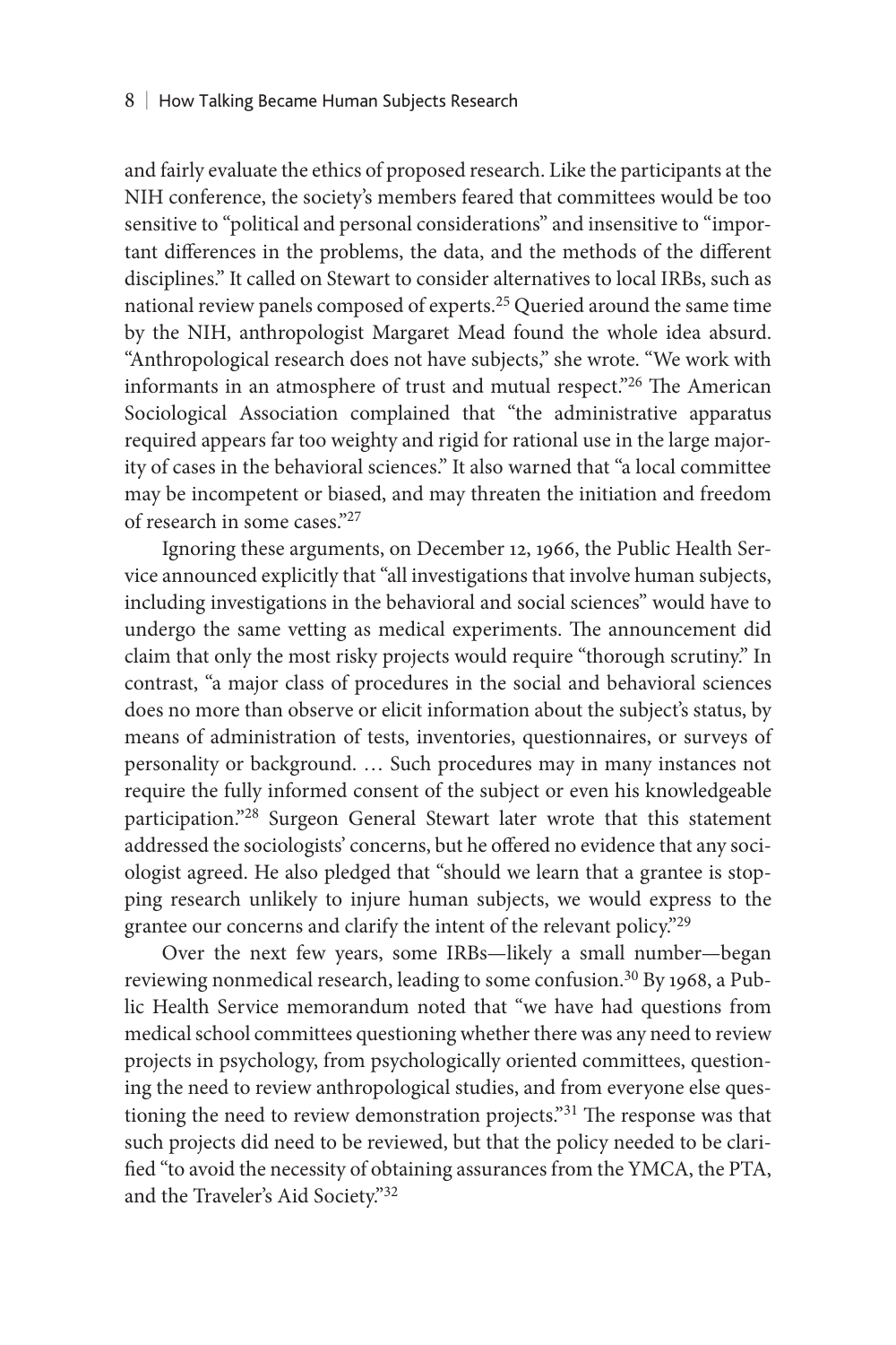and fairly evaluate the ethics of proposed research. Like the participants at the NIH conference, the society's members feared that committees would be too sensitive to "political and personal considerations" and insensitive to "important differences in the problems, the data, and the methods of the different disciplines." It called on Stewart to consider alternatives to local IRBs, such as national review panels composed of experts.[25] Queried around the same time by the NIH, anthropologist Margaret Mead found the whole idea absurd. "Anthropological research does not have subjects," she wrote. "We work with informants in an atmosphere of trust and mutual respect."[26] The American Sociological Association complained that "the administrative apparatus required appears far too weighty and rigid for rational use in the large majority of cases in the behavioral sciences." It also warned that "a local committee may be incompetent or biased, and may threaten the initiation and freedom of research in some cases."[27]

Ignoring these arguments, on December 12, 1966, the Public Health Service announced explicitly that "all investigations that involve human subjects, including investigations in the behavioral and social sciences" would have to undergo the same vetting as medical experiments. The announcement did claim that only the most risky projects would require "thorough scrutiny." In contrast, "a major class of procedures in the social and behavioral sciences does no more than observe or elicit information about the subject's status, by means of administration of tests, inventories, questionnaires, or surveys of personality or background. … Such procedures may in many instances not require the fully informed consent of the subject or even his knowledgeable participation."[28] Surgeon General Stewart later wrote that this statement addressed the sociologists' concerns, but he offered no evidence that any sociologist agreed. He also pledged that "should we learn that a grantee is stopping research unlikely to injure human subjects, we would express to the grantee our concerns and clarify the intent of the relevant policy."[29]

Over the next few years, some IRBs—likely a small number—began reviewing nonmedical research, leading to some confusion.[30] By 1968, a Public Health Service memorandum noted that "we have had questions from medical school committees questioning whether there was any need to review projects in psychology, from psychologically oriented committees, questioning the need to review anthropological studies, and from everyone else questioning the need to review demonstration projects."[31] The response was that such projects did need to be reviewed, but that the policy needed to be clarified "to avoid the necessity of obtaining assurances from the YMCA, the PTA, and the Traveler's Aid Society."[32]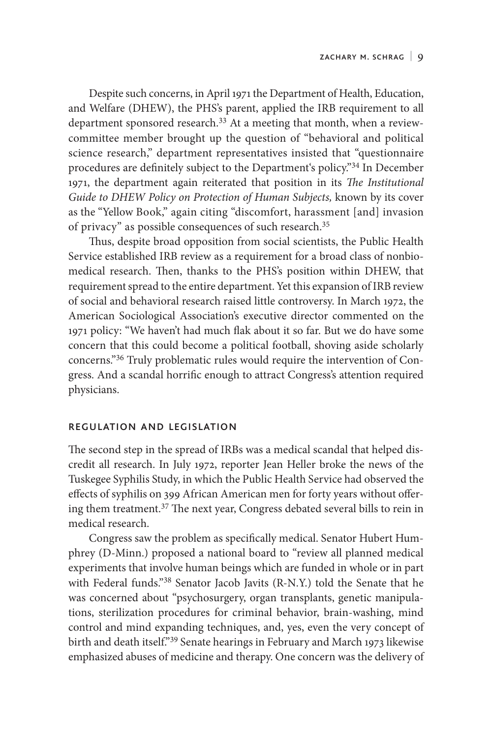Despite such concerns, in April 1971 the Department of Health, Education, and Welfare (DHEW), the PHS's parent, applied the IRB requirement to all department sponsored research.[33] At a meeting that month, when a review-committee member brought up the question of "behavioral and political science research," department representatives insisted that "questionnaire procedures are definitely subject to the Department's policy."[34] In December 1971, the department again reiterated that position in its *The Institutional Guide to DHEW Policy on Protection of Human Subjects,* known by its cover as the "Yellow Book," again citing "discomfort, harassment [and] invasion of privacy" as possible consequences of such research.[35]

Thus, despite broad opposition from social scientists, the Public Health Service established IRB review as a requirement for a broad class of nonbiomedical research. Then, thanks to the PHS's position within DHEW, that requirement spread to the entire department. Yet this expansion of IRB review of social and behavioral research raised little controversy. In March 1972, the American Sociological Association's executive director commented on the 1971 policy: "We haven't had much flak about it so far. But we do have some concern that this could become a political football, shoving aside scholarly concerns."[36] Truly problematic rules would require the intervention of Congress. And a scandal horrific enough to attract Congress's attention required physicians.

## REGULATION AND LEGISLATION

The second step in the spread of IRBs was a medical scandal that helped discredit all research. In July 1972, reporter Jean Heller broke the news of the Tuskegee Syphilis Study, in which the Public Health Service had observed the effects of syphilis on 399 African American men for forty years without offering them treatment.[37] The next year, Congress debated several bills to rein in medical research.

Congress saw the problem as specifically medical. Senator Hubert Humphrey (D-Minn.) proposed a national board to "review all planned medical experiments that involve human beings which are funded in whole or in part with Federal funds."[38] Senator Jacob Javits (R-N.Y.) told the Senate that he was concerned about "psychosurgery, organ transplants, genetic manipulations, sterilization procedures for criminal behavior, brain-washing, mind control and mind expanding techniques, and, yes, even the very concept of birth and death itself."[39] Senate hearings in February and March 1973 likewise emphasized abuses of medicine and therapy. One concern was the delivery of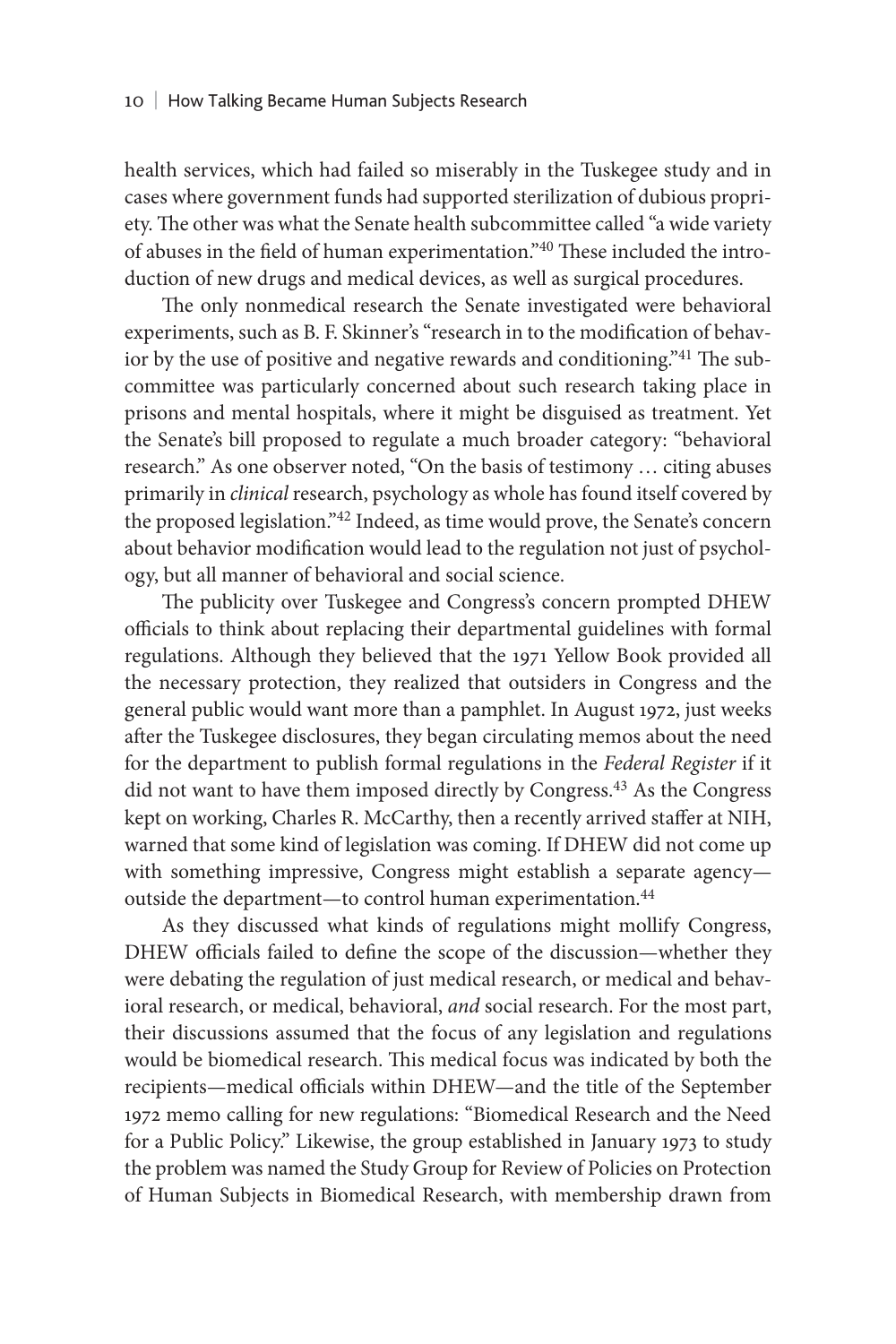health services, which had failed so miserably in the Tuskegee study and in cases where government funds had supported sterilization of dubious propriety. The other was what the Senate health subcommittee called "a wide variety of abuses in the field of human experimentation."[40] These included the introduction of new drugs and medical devices, as well as surgical procedures.

The only nonmedical research the Senate investigated were behavioral experiments, such as B. F. Skinner's "research in to the modification of behavior by the use of positive and negative rewards and conditioning."[41] The subcommittee was particularly concerned about such research taking place in prisons and mental hospitals, where it might be disguised as treatment. Yet the Senate's bill proposed to regulate a much broader category: "behavioral research." As one observer noted, "On the basis of testimony … citing abuses primarily in *clinical* research, psychology as whole has found itself covered by the proposed legislation."[42] Indeed, as time would prove, the Senate's concern about behavior modification would lead to the regulation not just of psychology, but all manner of behavioral and social science.

The publicity over Tuskegee and Congress's concern prompted DHEW officials to think about replacing their departmental guidelines with formal regulations. Although they believed that the 1971 Yellow Book provided all the necessary protection, they realized that outsiders in Congress and the general public would want more than a pamphlet. In August 1972, just weeks after the Tuskegee disclosures, they began circulating memos about the need for the department to publish formal regulations in the *Federal Register* if it did not want to have them imposed directly by Congress.[43] As the Congress kept on working, Charles R. McCarthy, then a recently arrived staffer at NIH, warned that some kind of legislation was coming. If DHEW did not come up with something impressive, Congress might establish a separate agency—outside the department—to control human experimentation.[44]

As they discussed what kinds of regulations might mollify Congress, DHEW officials failed to define the scope of the discussion—whether they were debating the regulation of just medical research, or medical and behavioral research, or medical, behavioral, *and* social research. For the most part, their discussions assumed that the focus of any legislation and regulations would be biomedical research. This medical focus was indicated by both the recipients—medical officials within DHEW—and the title of the September 1972 memo calling for new regulations: "Biomedical Research and the Need for a Public Policy." Likewise, the group established in January 1973 to study the problem was named the Study Group for Review of Policies on Protection of Human Subjects in Biomedical Research, with membership drawn from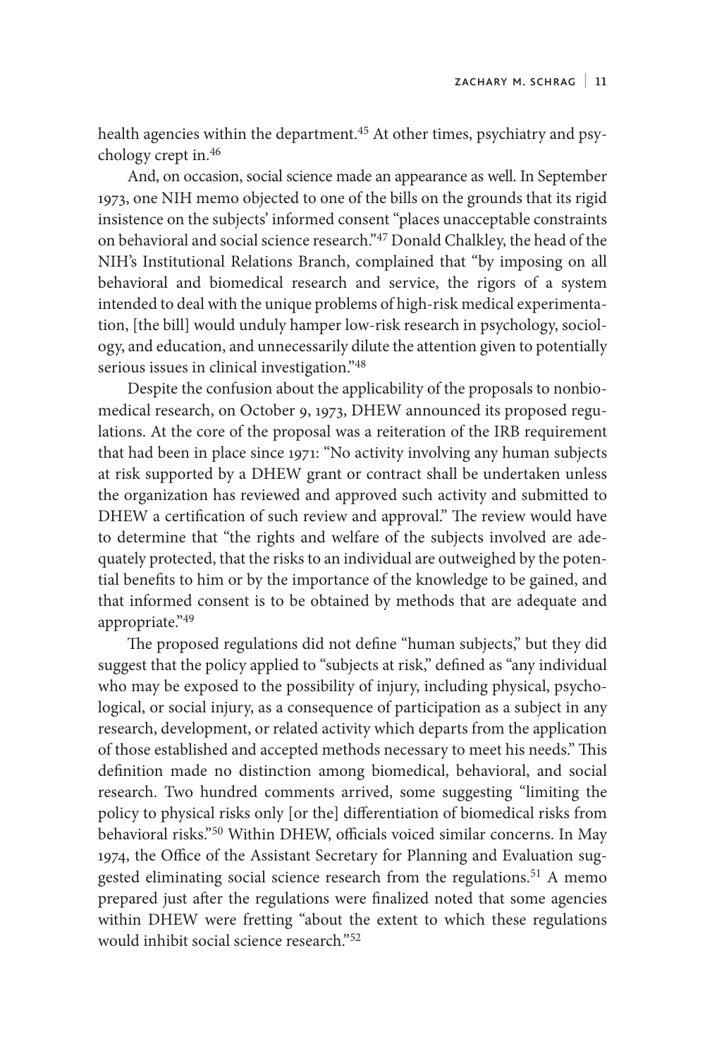health agencies within the department.[45] At other times, psychiatry and psychology crept in.[46]

And, on occasion, social science made an appearance as well. In September 1973, one NIH memo objected to one of the bills on the grounds that its rigid insistence on the subjects' informed consent "places unacceptable constraints on behavioral and social science research."[47] Donald Chalkley, the head of the NIH's Institutional Relations Branch, complained that "by imposing on all behavioral and biomedical research and service, the rigors of a system intended to deal with the unique problems of high-risk medical experimentation, [the bill] would unduly hamper low-risk research in psychology, sociology, and education, and unnecessarily dilute the attention given to potentially serious issues in clinical investigation."[48]

Despite the confusion about the applicability of the proposals to nonbiomedical research, on October 9, 1973, DHEW announced its proposed regulations. At the core of the proposal was a reiteration of the IRB requirement that had been in place since 1971: "No activity involving any human subjects at risk supported by a DHEW grant or contract shall be undertaken unless the organization has reviewed and approved such activity and submitted to DHEW a certification of such review and approval." The review would have to determine that "the rights and welfare of the subjects involved are adequately protected, that the risks to an individual are outweighed by the potential benefits to him or by the importance of the knowledge to be gained, and that informed consent is to be obtained by methods that are adequate and appropriate."[49]

The proposed regulations did not define "human subjects," but they did suggest that the policy applied to "subjects at risk," defined as "any individual who may be exposed to the possibility of injury, including physical, psychological, or social injury, as a consequence of participation as a subject in any research, development, or related activity which departs from the application of those established and accepted methods necessary to meet his needs." This definition made no distinction among biomedical, behavioral, and social research. Two hundred comments arrived, some suggesting "limiting the policy to physical risks only [or the] differentiation of biomedical risks from behavioral risks."[50] Within DHEW, officials voiced similar concerns. In May 1974, the Office of the Assistant Secretary for Planning and Evaluation suggested eliminating social science research from the regulations.[51] A memo prepared just after the regulations were finalized noted that some agencies within DHEW were fretting "about the extent to which these regulations would inhibit social science research."[52]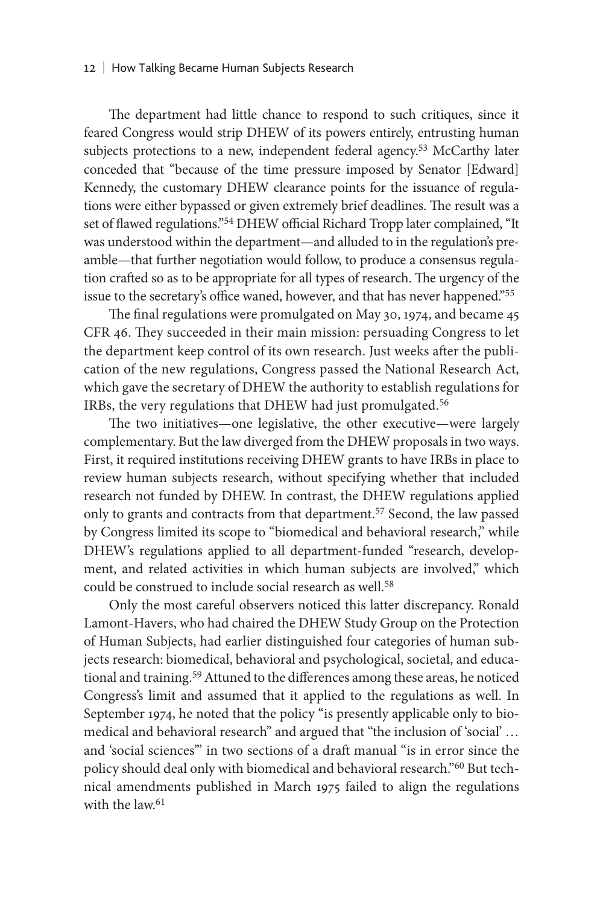The department had little chance to respond to such critiques, since it feared Congress would strip DHEW of its powers entirely, entrusting human subjects protections to a new, independent federal agency.[53] McCarthy later conceded that "because of the time pressure imposed by Senator [Edward] Kennedy, the customary DHEW clearance points for the issuance of regulations were either bypassed or given extremely brief deadlines. The result was a set of flawed regulations."[54] DHEW official Richard Tropp later complained, "It was understood within the department—and alluded to in the regulation's preamble—that further negotiation would follow, to produce a consensus regulation crafted so as to be appropriate for all types of research. The urgency of the issue to the secretary's office waned, however, and that has never happened."[55]

The final regulations were promulgated on May 30, 1974, and became 45 CFR 46. They succeeded in their main mission: persuading Congress to let the department keep control of its own research. Just weeks after the publication of the new regulations, Congress passed the National Research Act, which gave the secretary of DHEW the authority to establish regulations for IRBs, the very regulations that DHEW had just promulgated.[56]

The two initiatives—one legislative, the other executive—were largely complementary. But the law diverged from the DHEW proposals in two ways. First, it required institutions receiving DHEW grants to have IRBs in place to review human subjects research, without specifying whether that included research not funded by DHEW. In contrast, the DHEW regulations applied only to grants and contracts from that department.[57] Second, the law passed by Congress limited its scope to "biomedical and behavioral research," while DHEW's regulations applied to all department-funded "research, development, and related activities in which human subjects are involved," which could be construed to include social research as well.[58]

Only the most careful observers noticed this latter discrepancy. Ronald Lamont-Havers, who had chaired the DHEW Study Group on the Protection of Human Subjects, had earlier distinguished four categories of human subjects research: biomedical, behavioral and psychological, societal, and educational and training.[59] Attuned to the differences among these areas, he noticed Congress's limit and assumed that it applied to the regulations as well. In September 1974, he noted that the policy "is presently applicable only to biomedical and behavioral research" and argued that "the inclusion of 'social' … and 'social sciences'" in two sections of a draft manual "is in error since the policy should deal only with biomedical and behavioral research."[60] But technical amendments published in March 1975 failed to align the regulations with the law.[61]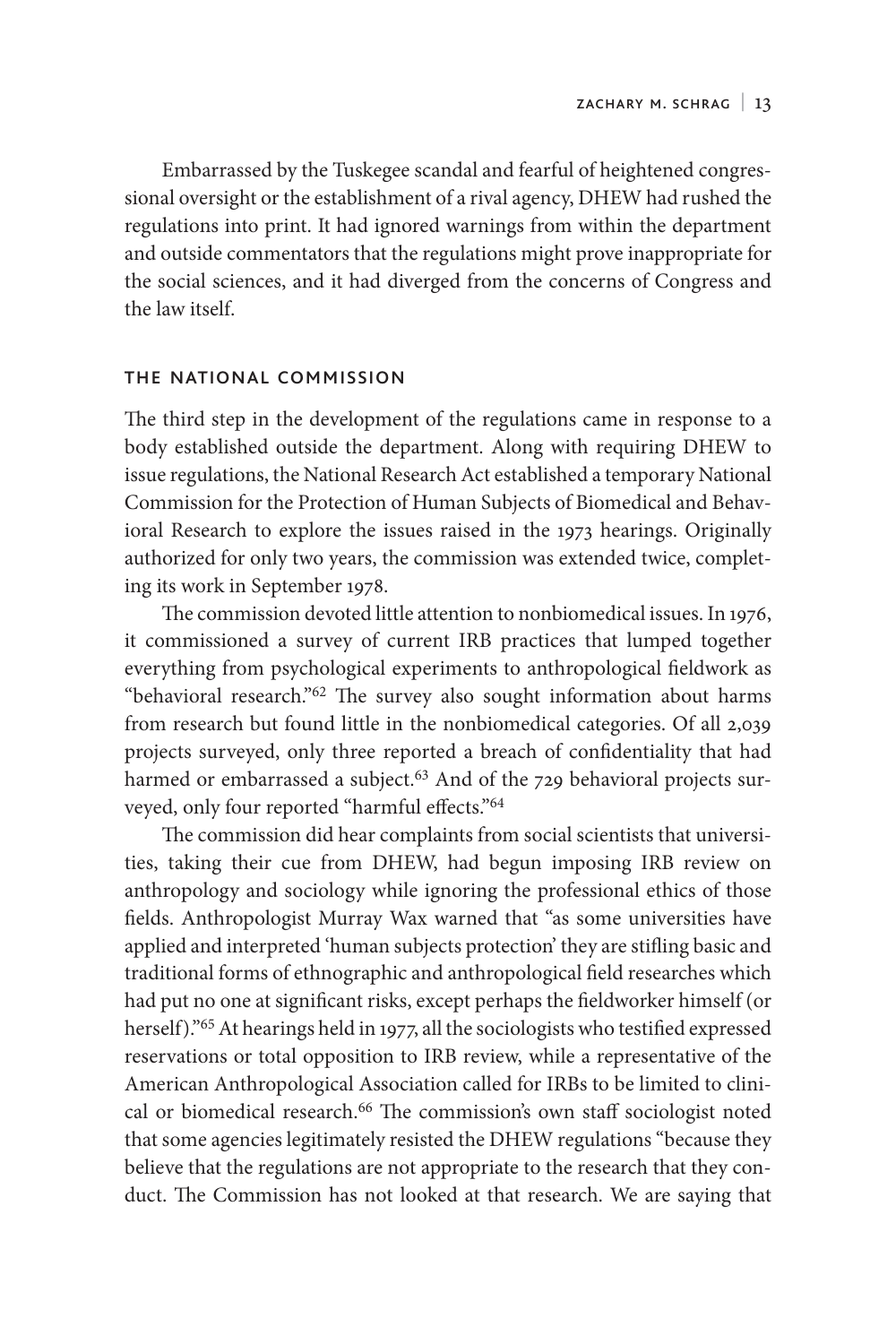Embarrassed by the Tuskegee scandal and fearful of heightened congressional oversight or the establishment of a rival agency, DHEW had rushed the regulations into print. It had ignored warnings from within the department and outside commentators that the regulations might prove inappropriate for the social sciences, and it had diverged from the concerns of Congress and the law itself.

## THE NATIONAL COMMISSION

The third step in the development of the regulations came in response to a body established outside the department. Along with requiring DHEW to issue regulations, the National Research Act established a temporary National Commission for the Protection of Human Subjects of Biomedical and Behavioral Research to explore the issues raised in the 1973 hearings. Originally authorized for only two years, the commission was extended twice, completing its work in September 1978.

The commission devoted little attention to nonbiomedical issues. In 1976, it commissioned a survey of current IRB practices that lumped together everything from psychological experiments to anthropological fieldwork as "behavioral research."[62] The survey also sought information about harms from research but found little in the nonbiomedical categories. Of all 2,039 projects surveyed, only three reported a breach of confidentiality that had harmed or embarrassed a subject.[63] And of the 729 behavioral projects surveyed, only four reported "harmful effects."[64]

The commission did hear complaints from social scientists that universities, taking their cue from DHEW, had begun imposing IRB review on anthropology and sociology while ignoring the professional ethics of those fields. Anthropologist Murray Wax warned that "as some universities have applied and interpreted 'human subjects protection' they are stifling basic and traditional forms of ethnographic and anthropological field researches which had put no one at significant risks, except perhaps the fieldworker himself (or herself)."[65] At hearings held in 1977, all the sociologists who testified expressed reservations or total opposition to IRB review, while a representative of the American Anthropological Association called for IRBs to be limited to clinical or biomedical research.[66] The commission's own staff sociologist noted that some agencies legitimately resisted the DHEW regulations "because they believe that the regulations are not appropriate to the research that they conduct. The Commission has not looked at that research. We are saying that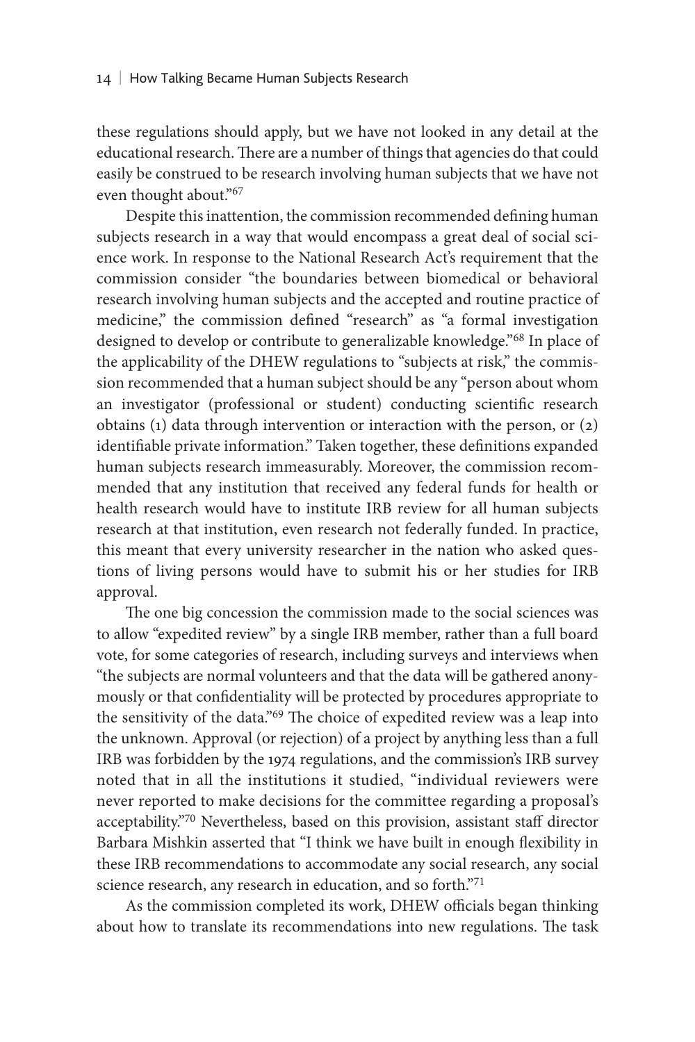these regulations should apply, but we have not looked in any detail at the educational research. There are a number of things that agencies do that could easily be construed to be research involving human subjects that we have not even thought about."[67]

Despite this inattention, the commission recommended defining human subjects research in a way that would encompass a great deal of social science work. In response to the National Research Act's requirement that the commission consider "the boundaries between biomedical or behavioral research involving human subjects and the accepted and routine practice of medicine," the commission defined "research" as "a formal investigation designed to develop or contribute to generalizable knowledge."[68] In place of the applicability of the DHEW regulations to "subjects at risk," the commission recommended that a human subject should be any "person about whom an investigator (professional or student) conducting scientific research obtains (1) data through intervention or interaction with the person, or (2) identifiable private information." Taken together, these definitions expanded human subjects research immeasurably. Moreover, the commission recommended that any institution that received any federal funds for health or health research would have to institute IRB review for all human subjects research at that institution, even research not federally funded. In practice, this meant that every university researcher in the nation who asked questions of living persons would have to submit his or her studies for IRB approval.

The one big concession the commission made to the social sciences was to allow "expedited review" by a single IRB member, rather than a full board vote, for some categories of research, including surveys and interviews when "the subjects are normal volunteers and that the data will be gathered anonymously or that confidentiality will be protected by procedures appropriate to the sensitivity of the data."[69] The choice of expedited review was a leap into the unknown. Approval (or rejection) of a project by anything less than a full IRB was forbidden by the 1974 regulations, and the commission's IRB survey noted that in all the institutions it studied, "individual reviewers were never reported to make decisions for the committee regarding a proposal's acceptability."[70] Nevertheless, based on this provision, assistant staff director Barbara Mishkin asserted that "I think we have built in enough flexibility in these IRB recommendations to accommodate any social research, any social science research, any research in education, and so forth."[71]

As the commission completed its work, DHEW officials began thinking about how to translate its recommendations into new regulations. The task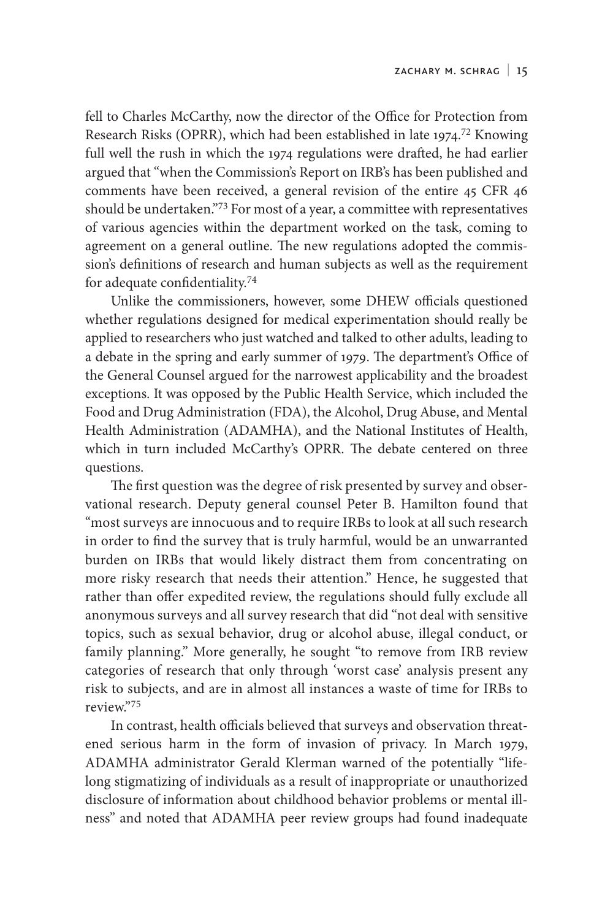fell to Charles McCarthy, now the director of the Office for Protection from Research Risks (OPRR), which had been established in late 1974.[72] Knowing full well the rush in which the 1974 regulations were drafted, he had earlier argued that "when the Commission's Report on IRB's has been published and comments have been received, a general revision of the entire 45 CFR 46 should be undertaken."[73] For most of a year, a committee with representatives of various agencies within the department worked on the task, coming to agreement on a general outline. The new regulations adopted the commission's definitions of research and human subjects as well as the requirement for adequate confidentiality.[74]

Unlike the commissioners, however, some DHEW officials questioned whether regulations designed for medical experimentation should really be applied to researchers who just watched and talked to other adults, leading to a debate in the spring and early summer of 1979. The department's Office of the General Counsel argued for the narrowest applicability and the broadest exceptions. It was opposed by the Public Health Service, which included the Food and Drug Administration (FDA), the Alcohol, Drug Abuse, and Mental Health Administration (ADAMHA), and the National Institutes of Health, which in turn included McCarthy's OPRR. The debate centered on three questions.

The first question was the degree of risk presented by survey and observational research. Deputy general counsel Peter B. Hamilton found that "most surveys are innocuous and to require IRBs to look at all such research in order to find the survey that is truly harmful, would be an unwarranted burden on IRBs that would likely distract them from concentrating on more risky research that needs their attention." Hence, he suggested that rather than offer expedited review, the regulations should fully exclude all anonymous surveys and all survey research that did "not deal with sensitive topics, such as sexual behavior, drug or alcohol abuse, illegal conduct, or family planning." More generally, he sought "to remove from IRB review categories of research that only through 'worst case' analysis present any risk to subjects, and are in almost all instances a waste of time for IRBs to review."[75]

In contrast, health officials believed that surveys and observation threatened serious harm in the form of invasion of privacy. In March 1979, ADAMHA administrator Gerald Klerman warned of the potentially "lifelong stigmatizing of individuals as a result of inappropriate or unauthorized disclosure of information about childhood behavior problems or mental illness" and noted that ADAMHA peer review groups had found inadequate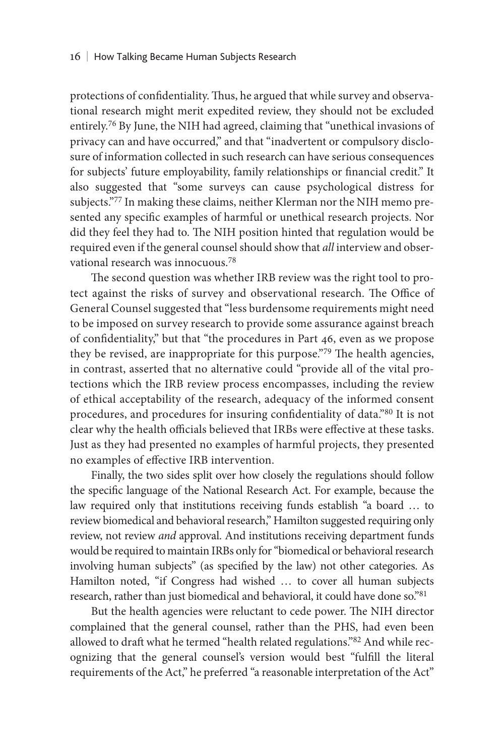protections of confidentiality. Thus, he argued that while survey and observational research might merit expedited review, they should not be excluded entirely.[76] By June, the NIH had agreed, claiming that "unethical invasions of privacy can and have occurred," and that "inadvertent or compulsory disclosure of information collected in such research can have serious consequences for subjects' future employability, family relationships or financial credit." It also suggested that "some surveys can cause psychological distress for subjects."[77] In making these claims, neither Klerman nor the NIH memo presented any specific examples of harmful or unethical research projects. Nor did they feel they had to. The NIH position hinted that regulation would be required even if the general counsel should show that *all* interview and observational research was innocuous.[78]

The second question was whether IRB review was the right tool to protect against the risks of survey and observational research. The Office of General Counsel suggested that "less burdensome requirements might need to be imposed on survey research to provide some assurance against breach of confidentiality," but that "the procedures in Part 46, even as we propose they be revised, are inappropriate for this purpose."[79] The health agencies, in contrast, asserted that no alternative could "provide all of the vital protections which the IRB review process encompasses, including the review of ethical acceptability of the research, adequacy of the informed consent procedures, and procedures for insuring confidentiality of data."[80] It is not clear why the health officials believed that IRBs were effective at these tasks. Just as they had presented no examples of harmful projects, they presented no examples of effective IRB intervention.

Finally, the two sides split over how closely the regulations should follow the specific language of the National Research Act. For example, because the law required only that institutions receiving funds establish "a board … to review biomedical and behavioral research," Hamilton suggested requiring only review, not review *and* approval. And institutions receiving department funds would be required to maintain IRBs only for "biomedical or behavioral research involving human subjects" (as specified by the law) not other categories. As Hamilton noted, "if Congress had wished … to cover all human subjects research, rather than just biomedical and behavioral, it could have done so."[81]

But the health agencies were reluctant to cede power. The NIH director complained that the general counsel, rather than the PHS, had even been allowed to draft what he termed "health related regulations."[82] And while recognizing that the general counsel's version would best "fulfill the literal requirements of the Act," he preferred "a reasonable interpretation of the Act"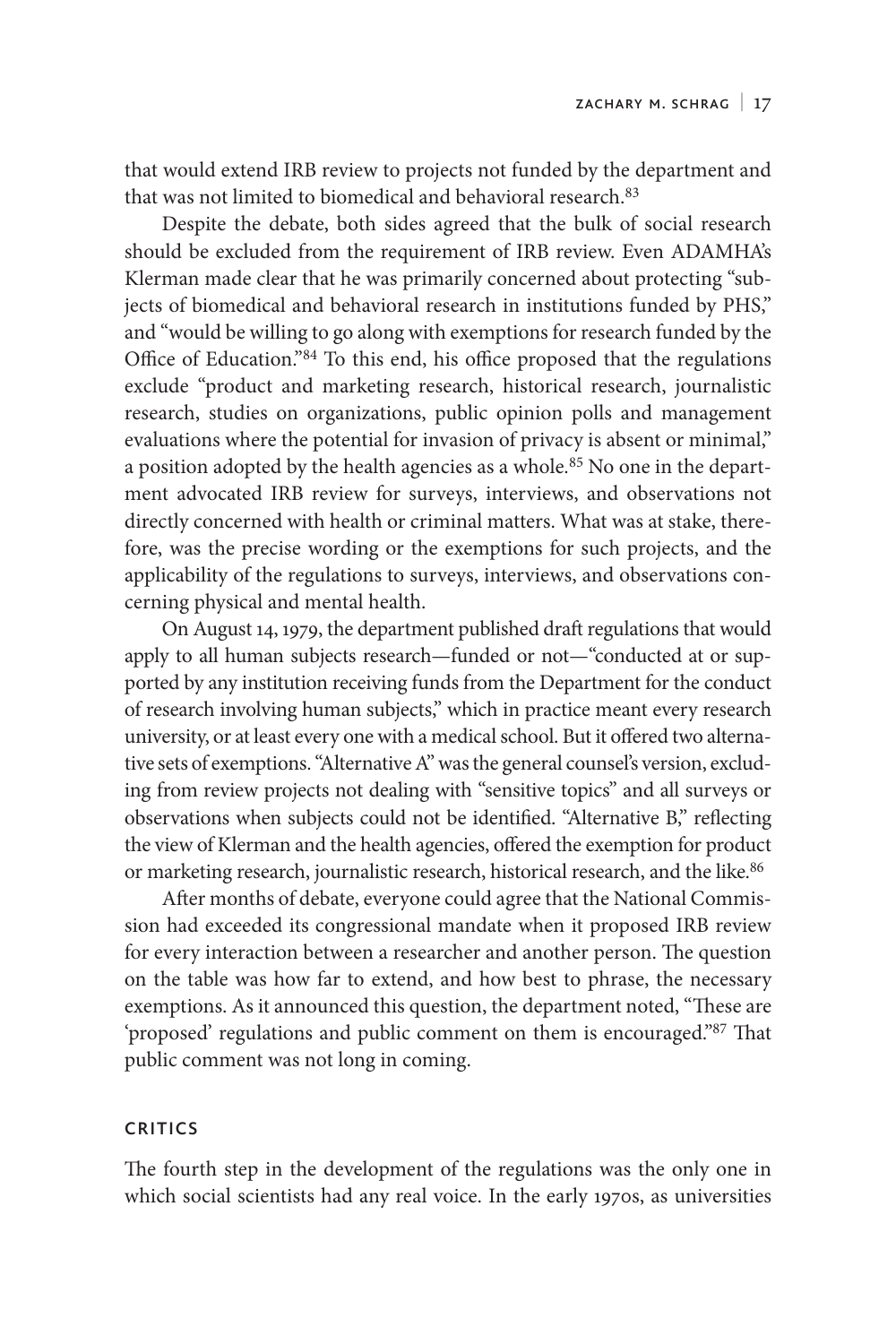that would extend IRB review to projects not funded by the department and that was not limited to biomedical and behavioral research.[83]

Despite the debate, both sides agreed that the bulk of social research should be excluded from the requirement of IRB review. Even ADAMHA's Klerman made clear that he was primarily concerned about protecting "subjects of biomedical and behavioral research in institutions funded by PHS," and "would be willing to go along with exemptions for research funded by the Office of Education."[84] To this end, his office proposed that the regulations exclude "product and marketing research, historical research, journalistic research, studies on organizations, public opinion polls and management evaluations where the potential for invasion of privacy is absent or minimal," a position adopted by the health agencies as a whole.[85] No one in the department advocated IRB review for surveys, interviews, and observations not directly concerned with health or criminal matters. What was at stake, therefore, was the precise wording or the exemptions for such projects, and the applicability of the regulations to surveys, interviews, and observations concerning physical and mental health.

On August 14, 1979, the department published draft regulations that would apply to all human subjects research—funded or not—"conducted at or supported by any institution receiving funds from the Department for the conduct of research involving human subjects," which in practice meant every research university, or at least every one with a medical school. But it offered two alternative sets of exemptions. "Alternative A" was the general counsel's version, excluding from review projects not dealing with "sensitive topics" and all surveys or observations when subjects could not be identified. "Alternative B," reflecting the view of Klerman and the health agencies, offered the exemption for product or marketing research, journalistic research, historical research, and the like.[86]

After months of debate, everyone could agree that the National Commission had exceeded its congressional mandate when it proposed IRB review for every interaction between a researcher and another person. The question on the table was how far to extend, and how best to phrase, the necessary exemptions. As it announced this question, the department noted, "These are 'proposed' regulations and public comment on them is encouraged."[87] That public comment was not long in coming.

## CRITICS

The fourth step in the development of the regulations was the only one in which social scientists had any real voice. In the early 1970s, as universities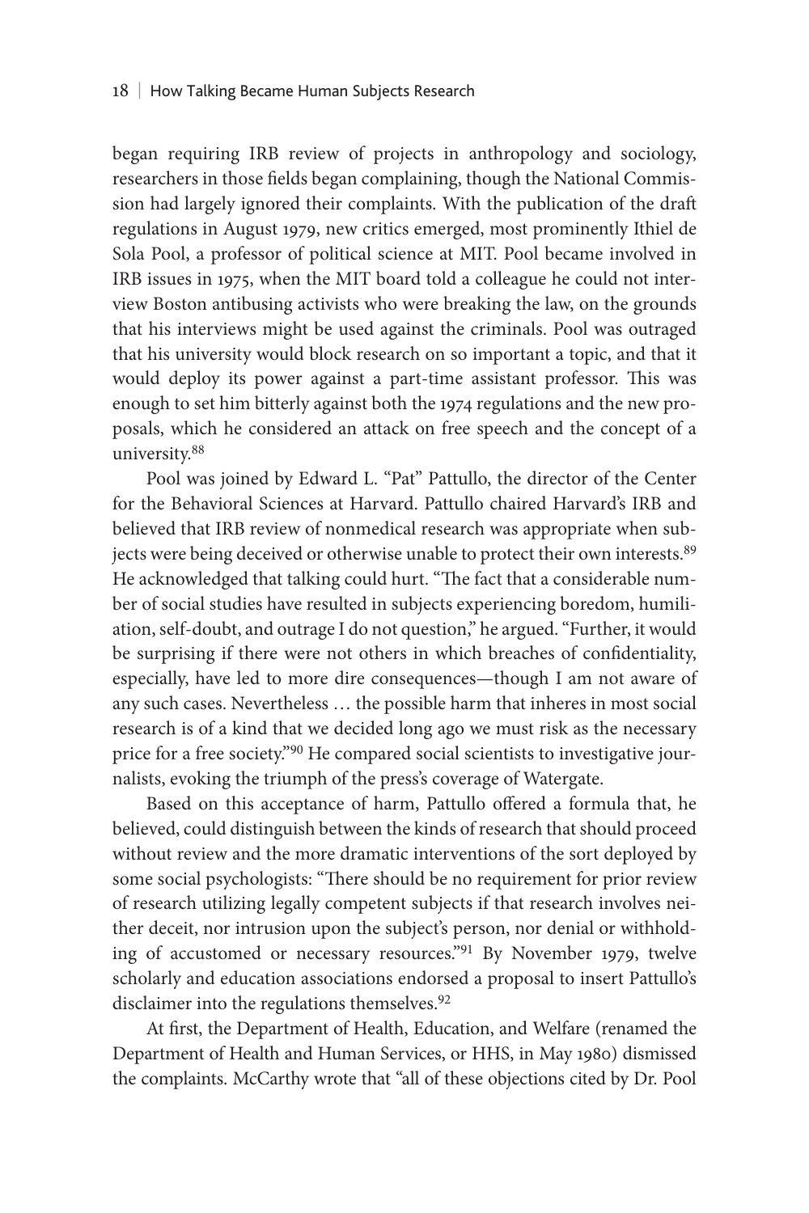began requiring IRB review of projects in anthropology and sociology, researchers in those fields began complaining, though the National Commission had largely ignored their complaints. With the publication of the draft regulations in August 1979, new critics emerged, most prominently Ithiel de Sola Pool, a professor of political science at MIT. Pool became involved in IRB issues in 1975, when the MIT board told a colleague he could not interview Boston antibusing activists who were breaking the law, on the grounds that his interviews might be used against the criminals. Pool was outraged that his university would block research on so important a topic, and that it would deploy its power against a part-time assistant professor. This was enough to set him bitterly against both the 1974 regulations and the new proposals, which he considered an attack on free speech and the concept of a university.[88]

Pool was joined by Edward L. "Pat" Pattullo, the director of the Center for the Behavioral Sciences at Harvard. Pattullo chaired Harvard's IRB and believed that IRB review of nonmedical research was appropriate when subjects were being deceived or otherwise unable to protect their own interests.[89] He acknowledged that talking could hurt. "The fact that a considerable number of social studies have resulted in subjects experiencing boredom, humiliation, self-doubt, and outrage I do not question," he argued. "Further, it would be surprising if there were not others in which breaches of confidentiality, especially, have led to more dire consequences—though I am not aware of any such cases. Nevertheless … the possible harm that inheres in most social research is of a kind that we decided long ago we must risk as the necessary price for a free society."[90] He compared social scientists to investigative journalists, evoking the triumph of the press's coverage of Watergate.

Based on this acceptance of harm, Pattullo offered a formula that, he believed, could distinguish between the kinds of research that should proceed without review and the more dramatic interventions of the sort deployed by some social psychologists: "There should be no requirement for prior review of research utilizing legally competent subjects if that research involves neither deceit, nor intrusion upon the subject's person, nor denial or withholding of accustomed or necessary resources."[91] By November 1979, twelve scholarly and education associations endorsed a proposal to insert Pattullo's disclaimer into the regulations themselves.[92]

At first, the Department of Health, Education, and Welfare (renamed the Department of Health and Human Services, or HHS, in May 1980) dismissed the complaints. McCarthy wrote that "all of these objections cited by Dr. Pool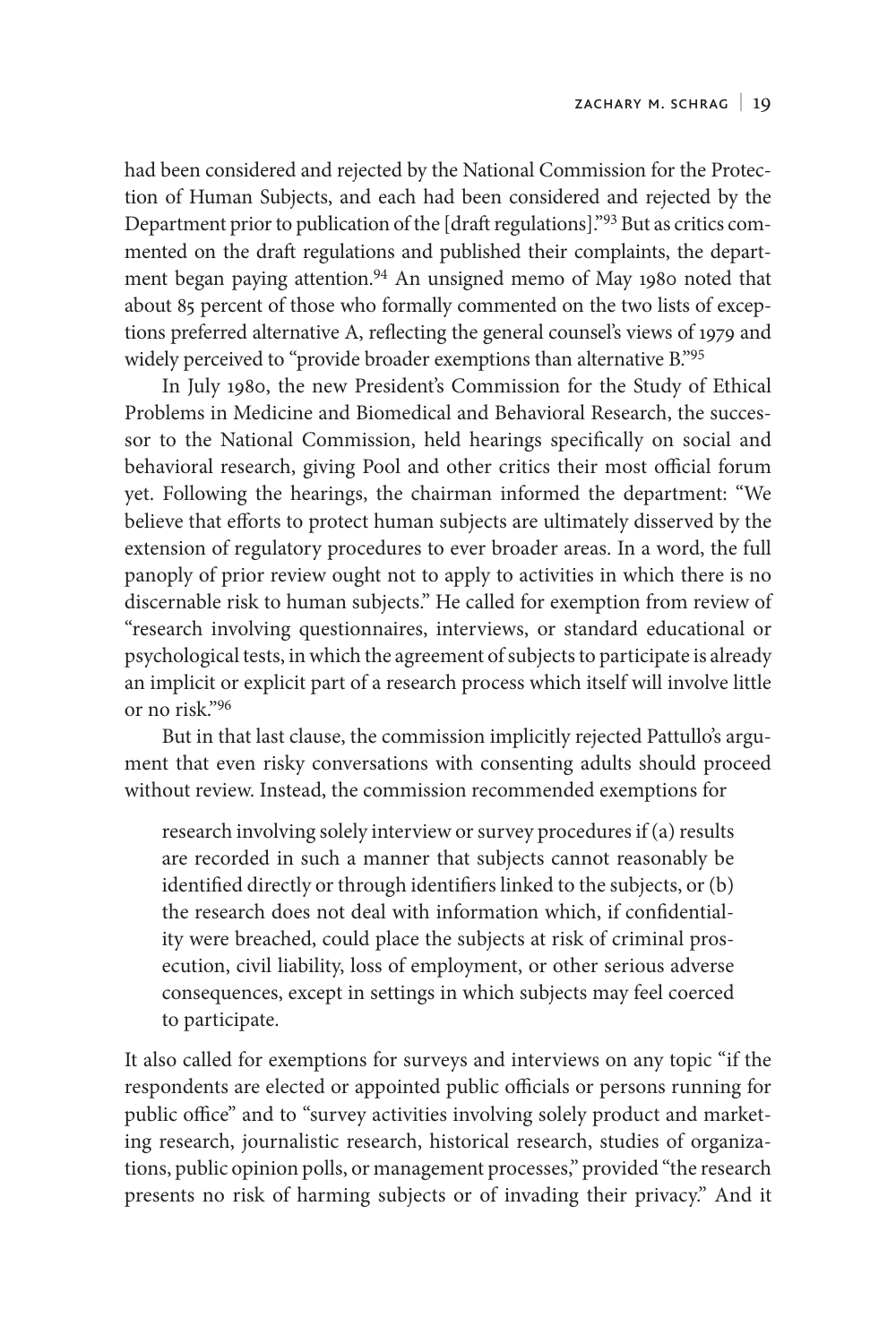had been considered and rejected by the National Commission for the Protection of Human Subjects, and each had been considered and rejected by the Department prior to publication of the [draft regulations]."[93] But as critics commented on the draft regulations and published their complaints, the department began paying attention.[94] An unsigned memo of May 1980 noted that about 85 percent of those who formally commented on the two lists of exceptions preferred alternative A, reflecting the general counsel's views of 1979 and widely perceived to "provide broader exemptions than alternative B."[95]

In July 1980, the new President's Commission for the Study of Ethical Problems in Medicine and Biomedical and Behavioral Research, the successor to the National Commission, held hearings specifically on social and behavioral research, giving Pool and other critics their most official forum yet. Following the hearings, the chairman informed the department: "We believe that efforts to protect human subjects are ultimately disserved by the extension of regulatory procedures to ever broader areas. In a word, the full panoply of prior review ought not to apply to activities in which there is no discernable risk to human subjects." He called for exemption from review of "research involving questionnaires, interviews, or standard educational or psychological tests, in which the agreement of subjects to participate is already an implicit or explicit part of a research process which itself will involve little or no risk."[96]

But in that last clause, the commission implicitly rejected Pattullo's argument that even risky conversations with consenting adults should proceed without review. Instead, the commission recommended exemptions for

> research involving solely interview or survey procedures if (a) results are recorded in such a manner that subjects cannot reasonably be identified directly or through identifiers linked to the subjects, or (b) the research does not deal with information which, if confidentiality were breached, could place the subjects at risk of criminal prosecution, civil liability, loss of employment, or other serious adverse consequences, except in settings in which subjects may feel coerced to participate.

It also called for exemptions for surveys and interviews on any topic "if the respondents are elected or appointed public officials or persons running for public office" and to "survey activities involving solely product and marketing research, journalistic research, historical research, studies of organizations, public opinion polls, or management processes," provided "the research presents no risk of harming subjects or of invading their privacy." And it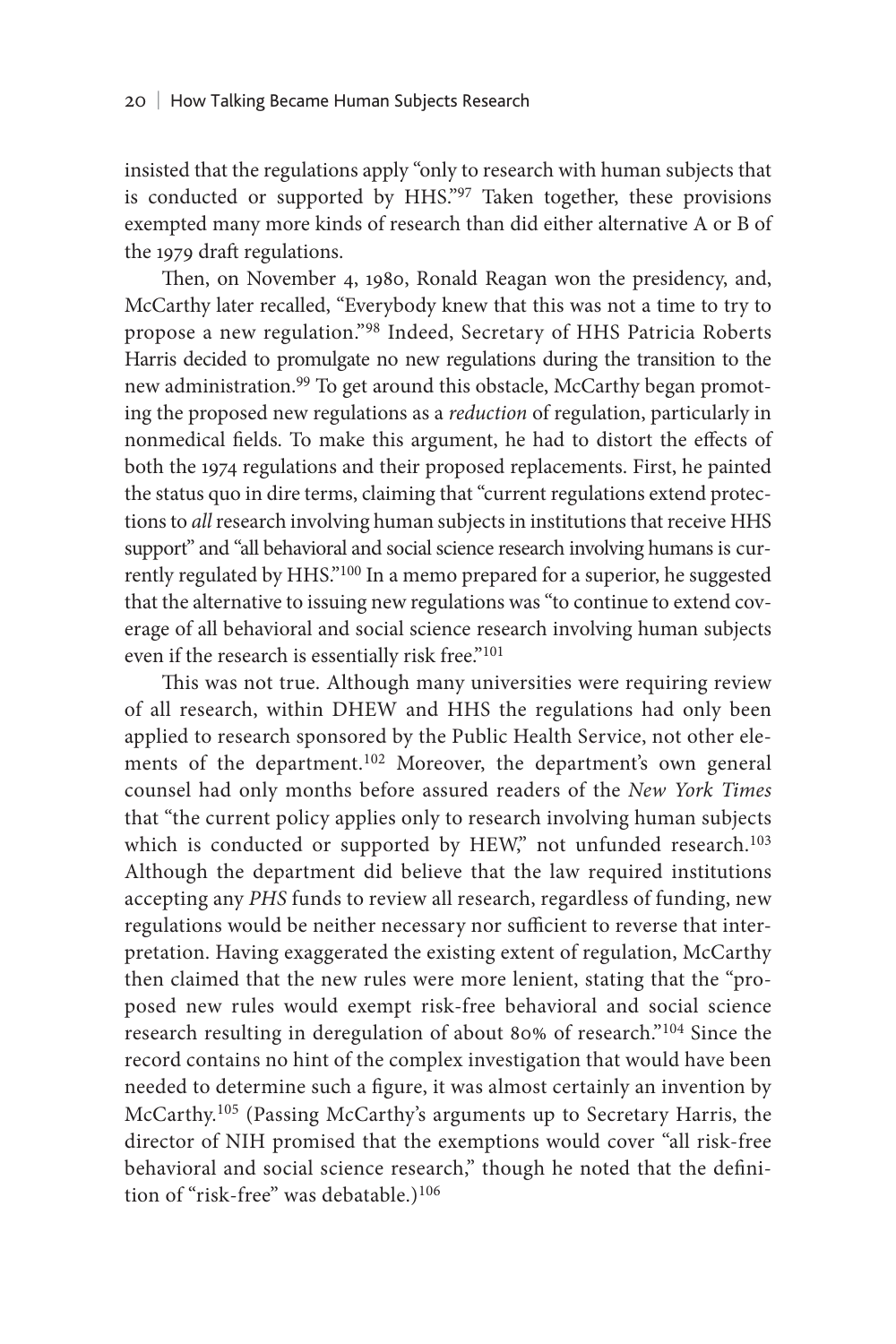insisted that the regulations apply "only to research with human subjects that is conducted or supported by HHS."[97] Taken together, these provisions exempted many more kinds of research than did either alternative A or B of the 1979 draft regulations.

Then, on November 4, 1980, Ronald Reagan won the presidency, and, McCarthy later recalled, "Everybody knew that this was not a time to try to propose a new regulation."[98] Indeed, Secretary of HHS Patricia Roberts Harris decided to promulgate no new regulations during the transition to the new administration.[99] To get around this obstacle, McCarthy began promoting the proposed new regulations as a *reduction* of regulation, particularly in nonmedical fields. To make this argument, he had to distort the effects of both the 1974 regulations and their proposed replacements. First, he painted the status quo in dire terms, claiming that "current regulations extend protections to *all* research involving human subjects in institutions that receive HHS support" and "all behavioral and social science research involving humans is currently regulated by HHS."[100] In a memo prepared for a superior, he suggested that the alternative to issuing new regulations was "to continue to extend coverage of all behavioral and social science research involving human subjects even if the research is essentially risk free."[101]

This was not true. Although many universities were requiring review of all research, within DHEW and HHS the regulations had only been applied to research sponsored by the Public Health Service, not other elements of the department.[102] Moreover, the department's own general counsel had only months before assured readers of the *New York Times* that "the current policy applies only to research involving human subjects which is conducted or supported by HEW," not unfunded research.[103] Although the department did believe that the law required institutions accepting any *PHS* funds to review all research, regardless of funding, new regulations would be neither necessary nor sufficient to reverse that interpretation. Having exaggerated the existing extent of regulation, McCarthy then claimed that the new rules were more lenient, stating that the "proposed new rules would exempt risk-free behavioral and social science research resulting in deregulation of about 80% of research."[104] Since the record contains no hint of the complex investigation that would have been needed to determine such a figure, it was almost certainly an invention by McCarthy.[105] (Passing McCarthy's arguments up to Secretary Harris, the director of NIH promised that the exemptions would cover "all risk-free behavioral and social science research," though he noted that the definition of "risk-free" was debatable.)[106]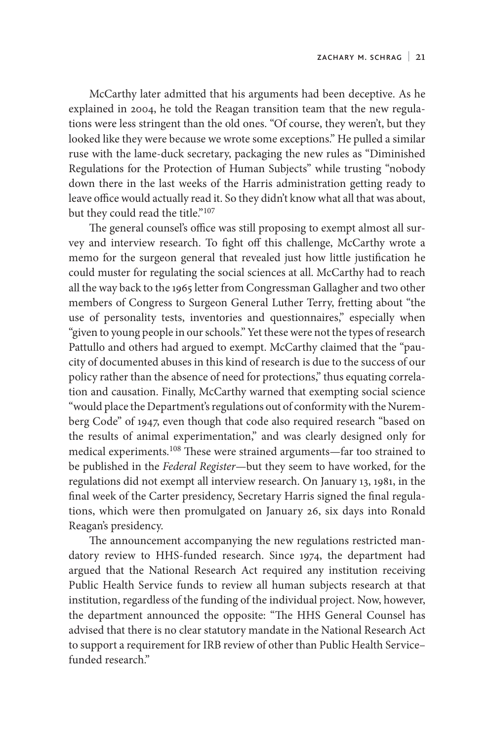McCarthy later admitted that his arguments had been deceptive. As he explained in 2004, he told the Reagan transition team that the new regulations were less stringent than the old ones. "Of course, they weren't, but they looked like they were because we wrote some exceptions." He pulled a similar ruse with the lame-duck secretary, packaging the new rules as "Diminished Regulations for the Protection of Human Subjects" while trusting "nobody down there in the last weeks of the Harris administration getting ready to leave office would actually read it. So they didn't know what all that was about, but they could read the title."[107]

The general counsel's office was still proposing to exempt almost all survey and interview research. To fight off this challenge, McCarthy wrote a memo for the surgeon general that revealed just how little justification he could muster for regulating the social sciences at all. McCarthy had to reach all the way back to the 1965 letter from Congressman Gallagher and two other members of Congress to Surgeon General Luther Terry, fretting about "the use of personality tests, inventories and questionnaires," especially when "given to young people in our schools." Yet these were not the types of research Pattullo and others had argued to exempt. McCarthy claimed that the "paucity of documented abuses in this kind of research is due to the success of our policy rather than the absence of need for protections," thus equating correlation and causation. Finally, McCarthy warned that exempting social science "would place the Department's regulations out of conformity with the Nuremberg Code" of 1947, even though that code also required research "based on the results of animal experimentation," and was clearly designed only for medical experiments.[108] These were strained arguments—far too strained to be published in the *Federal Register*—but they seem to have worked, for the regulations did not exempt all interview research. On January 13, 1981, in the final week of the Carter presidency, Secretary Harris signed the final regulations, which were then promulgated on January 26, six days into Ronald Reagan's presidency.

The announcement accompanying the new regulations restricted mandatory review to HHS-funded research. Since 1974, the department had argued that the National Research Act required any institution receiving Public Health Service funds to review all human subjects research at that institution, regardless of the funding of the individual project. Now, however, the department announced the opposite: "The HHS General Counsel has advised that there is no clear statutory mandate in the National Research Act to support a requirement for IRB review of other than Public Health Service–funded research."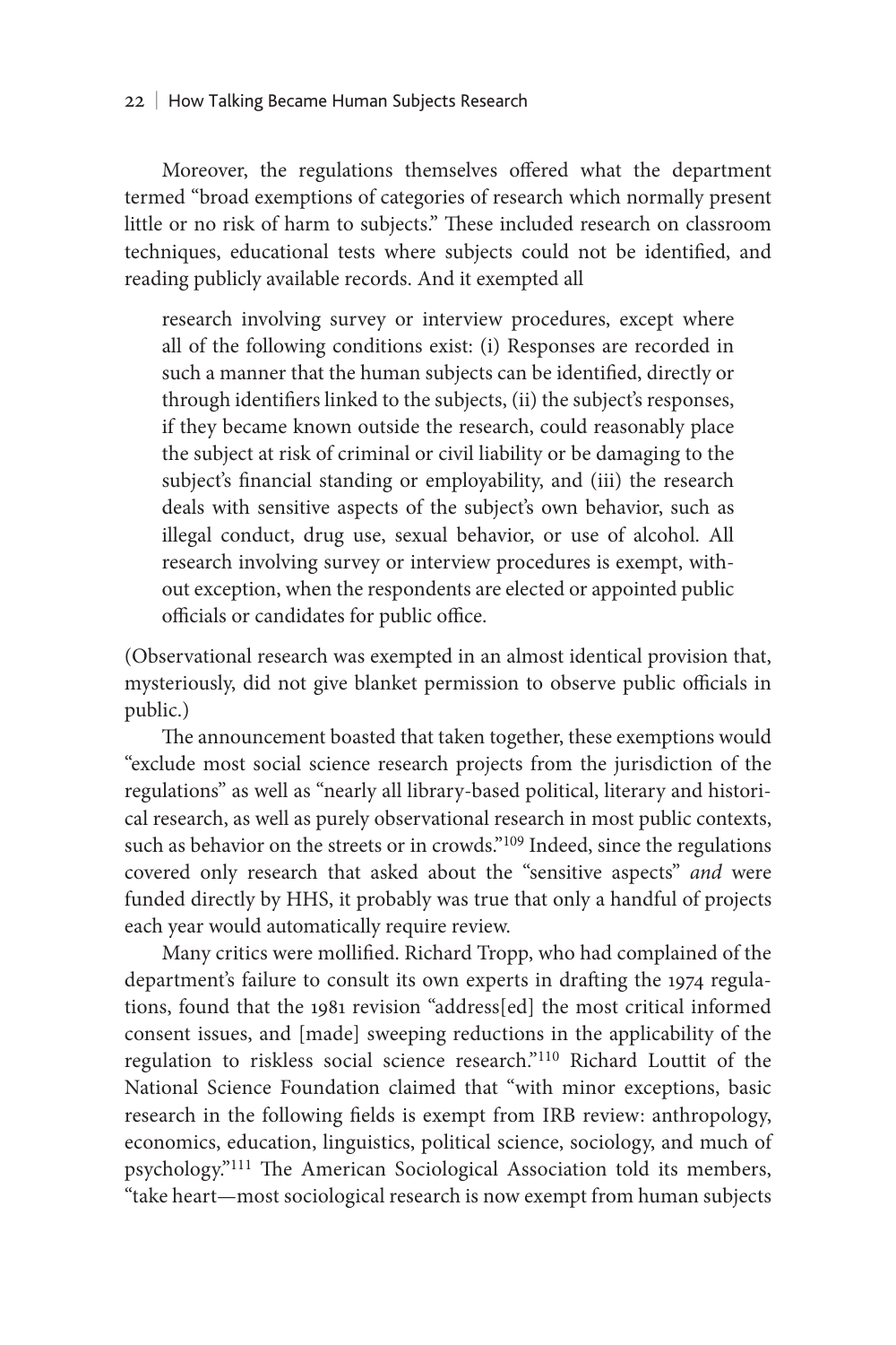Moreover, the regulations themselves offered what the department termed "broad exemptions of categories of research which normally present little or no risk of harm to subjects." These included research on classroom techniques, educational tests where subjects could not be identified, and reading publicly available records. And it exempted all

> research involving survey or interview procedures, except where all of the following conditions exist: (i) Responses are recorded in such a manner that the human subjects can be identified, directly or through identifiers linked to the subjects, (ii) the subject's responses, if they became known outside the research, could reasonably place the subject at risk of criminal or civil liability or be damaging to the subject's financial standing or employability, and (iii) the research deals with sensitive aspects of the subject's own behavior, such as illegal conduct, drug use, sexual behavior, or use of alcohol. All research involving survey or interview procedures is exempt, without exception, when the respondents are elected or appointed public officials or candidates for public office.

(Observational research was exempted in an almost identical provision that, mysteriously, did not give blanket permission to observe public officials in public.)

The announcement boasted that taken together, these exemptions would "exclude most social science research projects from the jurisdiction of the regulations" as well as "nearly all library-based political, literary and historical research, as well as purely observational research in most public contexts, such as behavior on the streets or in crowds."[109] Indeed, since the regulations covered only research that asked about the "sensitive aspects" *and* were funded directly by HHS, it probably was true that only a handful of projects each year would automatically require review.

Many critics were mollified. Richard Tropp, who had complained of the department's failure to consult its own experts in drafting the 1974 regulations, found that the 1981 revision "address[ed] the most critical informed consent issues, and [made] sweeping reductions in the applicability of the regulation to riskless social science research."[110] Richard Louttit of the National Science Foundation claimed that "with minor exceptions, basic research in the following fields is exempt from IRB review: anthropology, economics, education, linguistics, political science, sociology, and much of psychology."[111] The American Sociological Association told its members, "take heart—most sociological research is now exempt from human subjects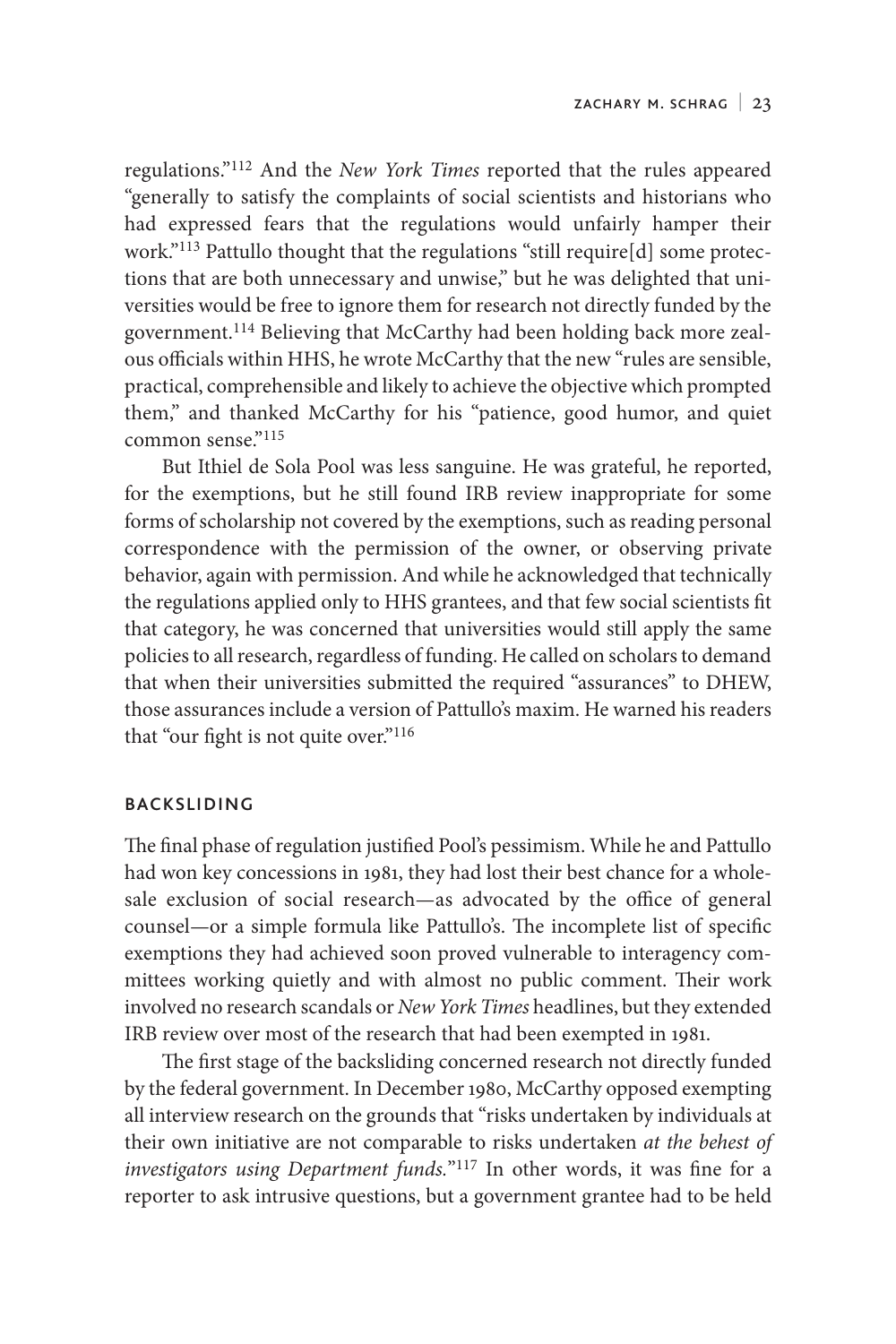regulations."[112] And the *New York Times* reported that the rules appeared "generally to satisfy the complaints of social scientists and historians who had expressed fears that the regulations would unfairly hamper their work."[113] Pattullo thought that the regulations "still require[d] some protections that are both unnecessary and unwise," but he was delighted that universities would be free to ignore them for research not directly funded by the government.[114] Believing that McCarthy had been holding back more zealous officials within HHS, he wrote McCarthy that the new "rules are sensible, practical, comprehensible and likely to achieve the objective which prompted them," and thanked McCarthy for his "patience, good humor, and quiet common sense."[115]

But Ithiel de Sola Pool was less sanguine. He was grateful, he reported, for the exemptions, but he still found IRB review inappropriate for some forms of scholarship not covered by the exemptions, such as reading personal correspondence with the permission of the owner, or observing private behavior, again with permission. And while he acknowledged that technically the regulations applied only to HHS grantees, and that few social scientists fit that category, he was concerned that universities would still apply the same policies to all research, regardless of funding. He called on scholars to demand that when their universities submitted the required "assurances" to DHEW, those assurances include a version of Pattullo's maxim. He warned his readers that "our fight is not quite over."[116]

## BACKSLIDING

The final phase of regulation justified Pool's pessimism. While he and Pattullo had won key concessions in 1981, they had lost their best chance for a wholesale exclusion of social research—as advocated by the office of general counsel—or a simple formula like Pattullo's. The incomplete list of specific exemptions they had achieved soon proved vulnerable to interagency committees working quietly and with almost no public comment. Their work involved no research scandals or *New York Times* headlines, but they extended IRB review over most of the research that had been exempted in 1981.

The first stage of the backsliding concerned research not directly funded by the federal government. In December 1980, McCarthy opposed exempting all interview research on the grounds that "risks undertaken by individuals at their own initiative are not comparable to risks undertaken *at the behest of investigators using Department funds.*"[117] In other words, it was fine for a reporter to ask intrusive questions, but a government grantee had to be held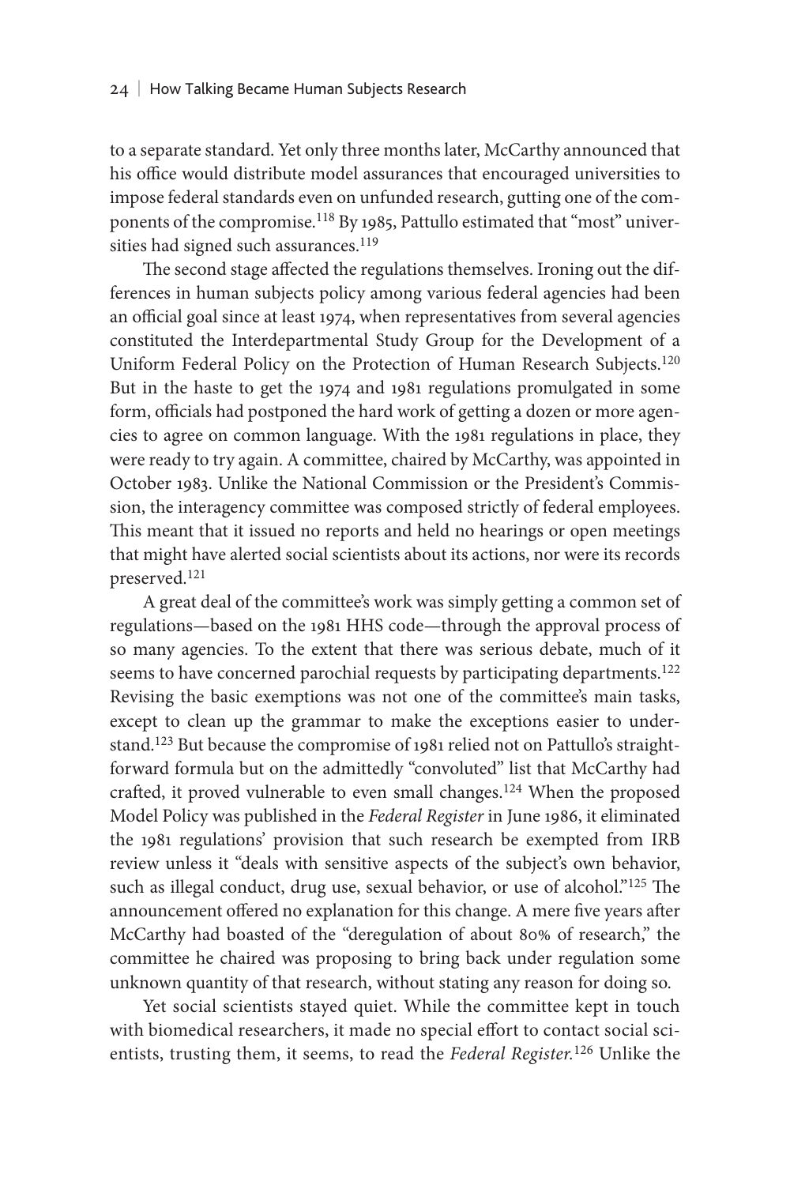to a separate standard. Yet only three months later, McCarthy announced that his office would distribute model assurances that encouraged universities to impose federal standards even on unfunded research, gutting one of the components of the compromise.[118] By 1985, Pattullo estimated that "most" universities had signed such assurances.[119]

The second stage affected the regulations themselves. Ironing out the differences in human subjects policy among various federal agencies had been an official goal since at least 1974, when representatives from several agencies constituted the Interdepartmental Study Group for the Development of a Uniform Federal Policy on the Protection of Human Research Subjects.[120] But in the haste to get the 1974 and 1981 regulations promulgated in some form, officials had postponed the hard work of getting a dozen or more agencies to agree on common language. With the 1981 regulations in place, they were ready to try again. A committee, chaired by McCarthy, was appointed in October 1983. Unlike the National Commission or the President's Commission, the interagency committee was composed strictly of federal employees. This meant that it issued no reports and held no hearings or open meetings that might have alerted social scientists about its actions, nor were its records preserved.[121]

A great deal of the committee's work was simply getting a common set of regulations—based on the 1981 HHS code—through the approval process of so many agencies. To the extent that there was serious debate, much of it seems to have concerned parochial requests by participating departments.[122] Revising the basic exemptions was not one of the committee's main tasks, except to clean up the grammar to make the exceptions easier to understand.[123] But because the compromise of 1981 relied not on Pattullo's straightforward formula but on the admittedly "convoluted" list that McCarthy had crafted, it proved vulnerable to even small changes.[124] When the proposed Model Policy was published in the *Federal Register* in June 1986, it eliminated the 1981 regulations' provision that such research be exempted from IRB review unless it "deals with sensitive aspects of the subject's own behavior, such as illegal conduct, drug use, sexual behavior, or use of alcohol."[125] The announcement offered no explanation for this change. A mere five years after McCarthy had boasted of the "deregulation of about 80% of research," the committee he chaired was proposing to bring back under regulation some unknown quantity of that research, without stating any reason for doing so.

Yet social scientists stayed quiet. While the committee kept in touch with biomedical researchers, it made no special effort to contact social scientists, trusting them, it seems, to read the *Federal Register*.[126] Unlike the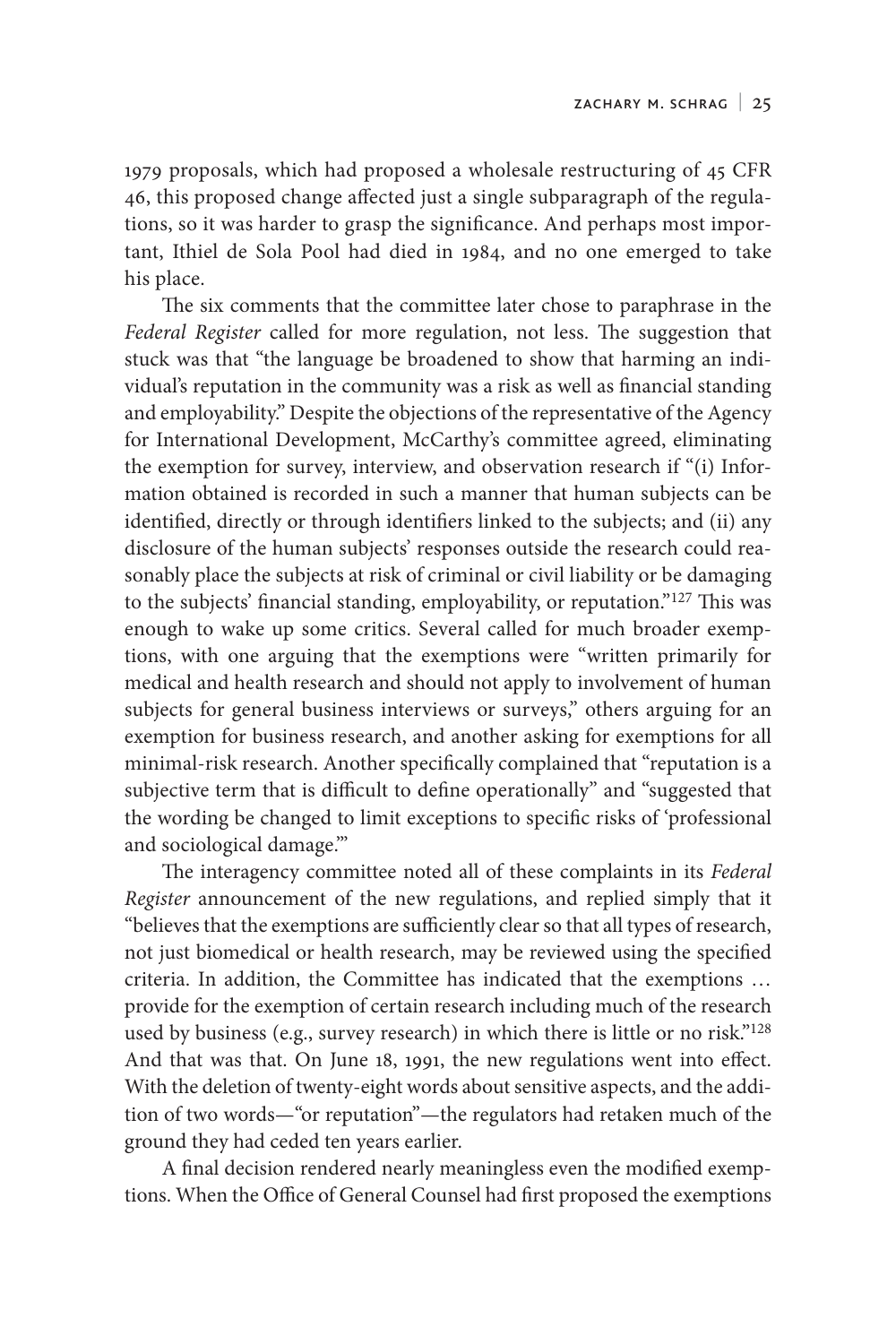1979 proposals, which had proposed a wholesale restructuring of 45 CFR 46, this proposed change affected just a single subparagraph of the regulations, so it was harder to grasp the significance. And perhaps most important, Ithiel de Sola Pool had died in 1984, and no one emerged to take his place.

The six comments that the committee later chose to paraphrase in the *Federal Register* called for more regulation, not less. The suggestion that stuck was that "the language be broadened to show that harming an individual's reputation in the community was a risk as well as financial standing and employability." Despite the objections of the representative of the Agency for International Development, McCarthy's committee agreed, eliminating the exemption for survey, interview, and observation research if "(i) Information obtained is recorded in such a manner that human subjects can be identified, directly or through identifiers linked to the subjects; and (ii) any disclosure of the human subjects' responses outside the research could reasonably place the subjects at risk of criminal or civil liability or be damaging to the subjects' financial standing, employability, or reputation."[127] This was enough to wake up some critics. Several called for much broader exemptions, with one arguing that the exemptions were "written primarily for medical and health research and should not apply to involvement of human subjects for general business interviews or surveys," others arguing for an exemption for business research, and another asking for exemptions for all minimal-risk research. Another specifically complained that "reputation is a subjective term that is difficult to define operationally" and "suggested that the wording be changed to limit exceptions to specific risks of 'professional and sociological damage.'"

The interagency committee noted all of these complaints in its *Federal Register* announcement of the new regulations, and replied simply that it "believes that the exemptions are sufficiently clear so that all types of research, not just biomedical or health research, may be reviewed using the specified criteria. In addition, the Committee has indicated that the exemptions … provide for the exemption of certain research including much of the research used by business (e.g., survey research) in which there is little or no risk."[128] And that was that. On June 18, 1991, the new regulations went into effect. With the deletion of twenty-eight words about sensitive aspects, and the addition of two words—"or reputation"—the regulators had retaken much of the ground they had ceded ten years earlier.

A final decision rendered nearly meaningless even the modified exemptions. When the Office of General Counsel had first proposed the exemptions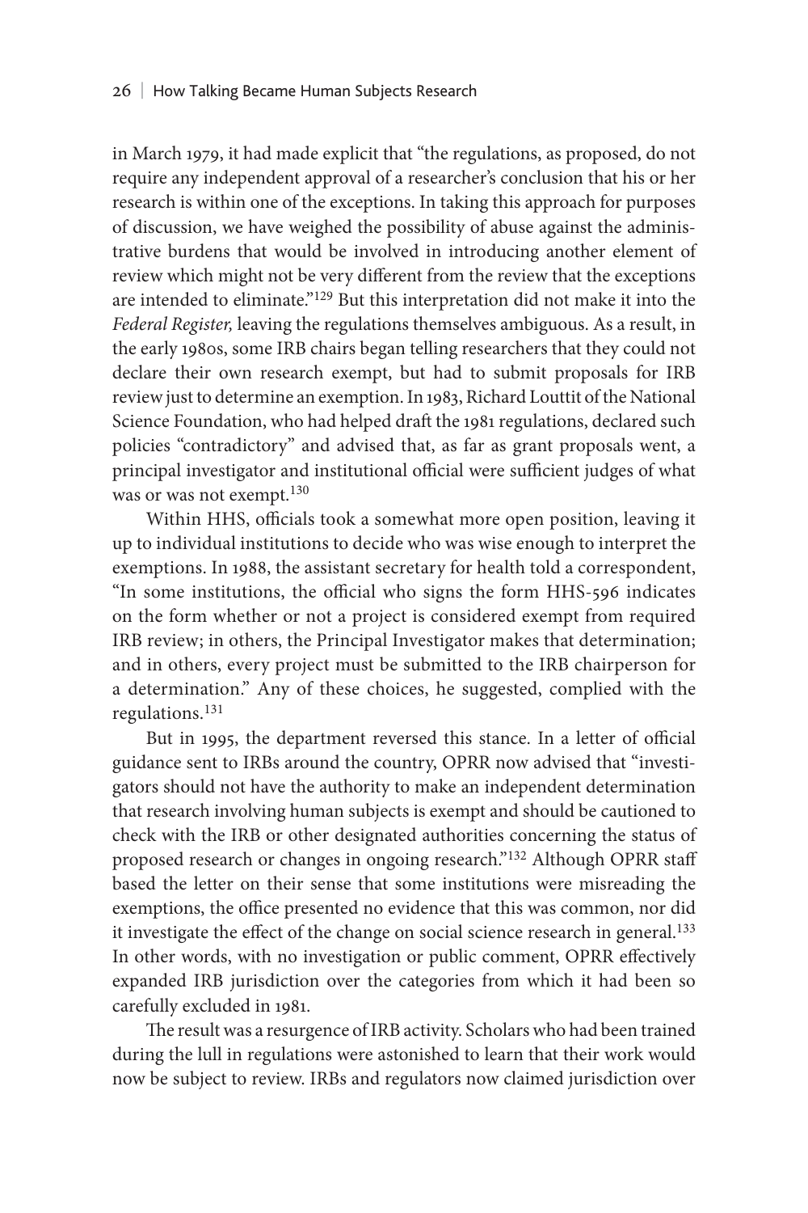in March 1979, it had made explicit that "the regulations, as proposed, do not require any independent approval of a researcher's conclusion that his or her research is within one of the exceptions. In taking this approach for purposes of discussion, we have weighed the possibility of abuse against the administrative burdens that would be involved in introducing another element of review which might not be very different from the review that the exceptions are intended to eliminate."[129] But this interpretation did not make it into the *Federal Register,* leaving the regulations themselves ambiguous. As a result, in the early 1980s, some IRB chairs began telling researchers that they could not declare their own research exempt, but had to submit proposals for IRB review just to determine an exemption. In 1983, Richard Louttit of the National Science Foundation, who had helped draft the 1981 regulations, declared such policies "contradictory" and advised that, as far as grant proposals went, a principal investigator and institutional official were sufficient judges of what was or was not exempt.[130]

Within HHS, officials took a somewhat more open position, leaving it up to individual institutions to decide who was wise enough to interpret the exemptions. In 1988, the assistant secretary for health told a correspondent, "In some institutions, the official who signs the form HHS-596 indicates on the form whether or not a project is considered exempt from required IRB review; in others, the Principal Investigator makes that determination; and in others, every project must be submitted to the IRB chairperson for a determination." Any of these choices, he suggested, complied with the regulations.[131]

But in 1995, the department reversed this stance. In a letter of official guidance sent to IRBs around the country, OPRR now advised that "investigators should not have the authority to make an independent determination that research involving human subjects is exempt and should be cautioned to check with the IRB or other designated authorities concerning the status of proposed research or changes in ongoing research."[132] Although OPRR staff based the letter on their sense that some institutions were misreading the exemptions, the office presented no evidence that this was common, nor did it investigate the effect of the change on social science research in general.[133] In other words, with no investigation or public comment, OPRR effectively expanded IRB jurisdiction over the categories from which it had been so carefully excluded in 1981.

The result was a resurgence of IRB activity. Scholars who had been trained during the lull in regulations were astonished to learn that their work would now be subject to review. IRBs and regulators now claimed jurisdiction over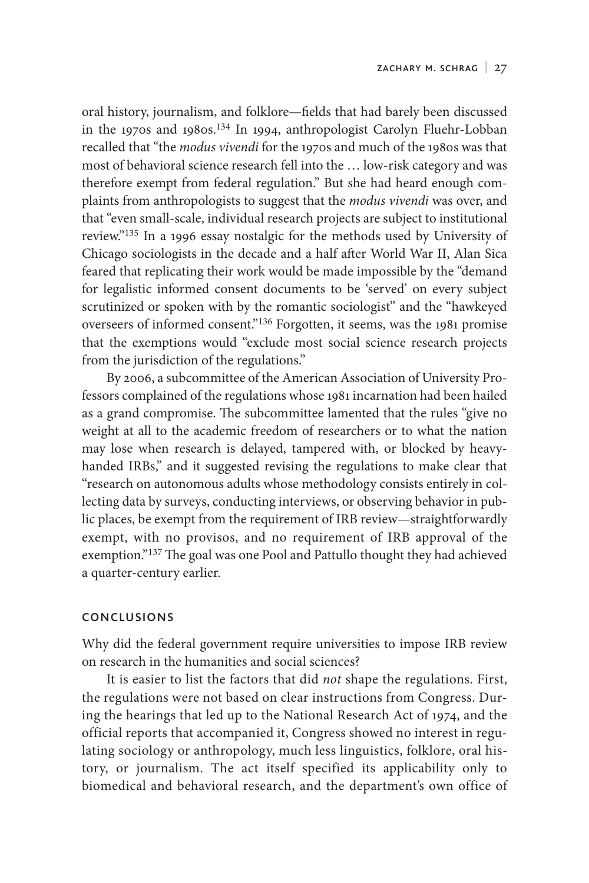oral history, journalism, and folklore—fields that had barely been discussed in the 1970s and 1980s.[134] In 1994, anthropologist Carolyn Fluehr-Lobban recalled that "the *modus vivendi* for the 1970s and much of the 1980s was that most of behavioral science research fell into the … low-risk category and was therefore exempt from federal regulation." But she had heard enough complaints from anthropologists to suggest that the *modus vivendi* was over, and that "even small-scale, individual research projects are subject to institutional review."[135] In a 1996 essay nostalgic for the methods used by University of Chicago sociologists in the decade and a half after World War II, Alan Sica feared that replicating their work would be made impossible by the "demand for legalistic informed consent documents to be 'served' on every subject scrutinized or spoken with by the romantic sociologist" and the "hawkeyed overseers of informed consent."[136] Forgotten, it seems, was the 1981 promise that the exemptions would "exclude most social science research projects from the jurisdiction of the regulations."

By 2006, a subcommittee of the American Association of University Professors complained of the regulations whose 1981 incarnation had been hailed as a grand compromise. The subcommittee lamented that the rules "give no weight at all to the academic freedom of researchers or to what the nation may lose when research is delayed, tampered with, or blocked by heavy-handed IRBs," and it suggested revising the regulations to make clear that "research on autonomous adults whose methodology consists entirely in collecting data by surveys, conducting interviews, or observing behavior in public places, be exempt from the requirement of IRB review—straightforwardly exempt, with no provisos, and no requirement of IRB approval of the exemption."[137] The goal was one Pool and Pattullo thought they had achieved a quarter-century earlier.

## CONCLUSIONS

Why did the federal government require universities to impose IRB review on research in the humanities and social sciences?

It is easier to list the factors that did *not* shape the regulations. First, the regulations were not based on clear instructions from Congress. During the hearings that led up to the National Research Act of 1974, and the official reports that accompanied it, Congress showed no interest in regulating sociology or anthropology, much less linguistics, folklore, oral history, or journalism. The act itself specified its applicability only to biomedical and behavioral research, and the department's own office of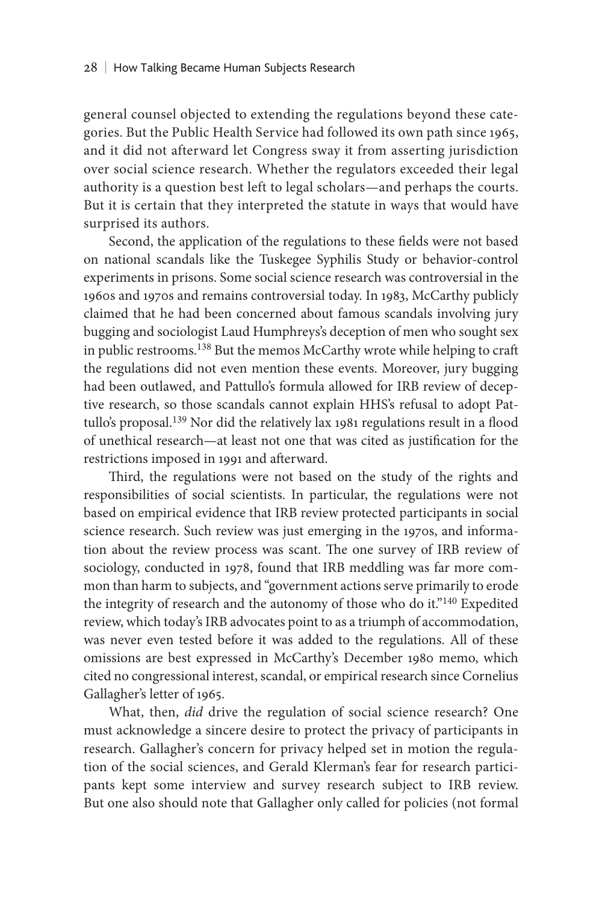general counsel objected to extending the regulations beyond these categories. But the Public Health Service had followed its own path since 1965, and it did not afterward let Congress sway it from asserting jurisdiction over social science research. Whether the regulators exceeded their legal authority is a question best left to legal scholars—and perhaps the courts. But it is certain that they interpreted the statute in ways that would have surprised its authors.

Second, the application of the regulations to these fields were not based on national scandals like the Tuskegee Syphilis Study or behavior-control experiments in prisons. Some social science research was controversial in the 1960s and 1970s and remains controversial today. In 1983, McCarthy publicly claimed that he had been concerned about famous scandals involving jury bugging and sociologist Laud Humphreys's deception of men who sought sex in public restrooms.[138] But the memos McCarthy wrote while helping to craft the regulations did not even mention these events. Moreover, jury bugging had been outlawed, and Pattullo's formula allowed for IRB review of deceptive research, so those scandals cannot explain HHS's refusal to adopt Pattullo's proposal.[139] Nor did the relatively lax 1981 regulations result in a flood of unethical research—at least not one that was cited as justification for the restrictions imposed in 1991 and afterward.

Third, the regulations were not based on the study of the rights and responsibilities of social scientists. In particular, the regulations were not based on empirical evidence that IRB review protected participants in social science research. Such review was just emerging in the 1970s, and information about the review process was scant. The one survey of IRB review of sociology, conducted in 1978, found that IRB meddling was far more common than harm to subjects, and "government actions serve primarily to erode the integrity of research and the autonomy of those who do it."[140] Expedited review, which today's IRB advocates point to as a triumph of accommodation, was never even tested before it was added to the regulations. All of these omissions are best expressed in McCarthy's December 1980 memo, which cited no congressional interest, scandal, or empirical research since Cornelius Gallagher's letter of 1965.

What, then, *did* drive the regulation of social science research? One must acknowledge a sincere desire to protect the privacy of participants in research. Gallagher's concern for privacy helped set in motion the regulation of the social sciences, and Gerald Klerman's fear for research participants kept some interview and survey research subject to IRB review. But one also should note that Gallagher only called for policies (not formal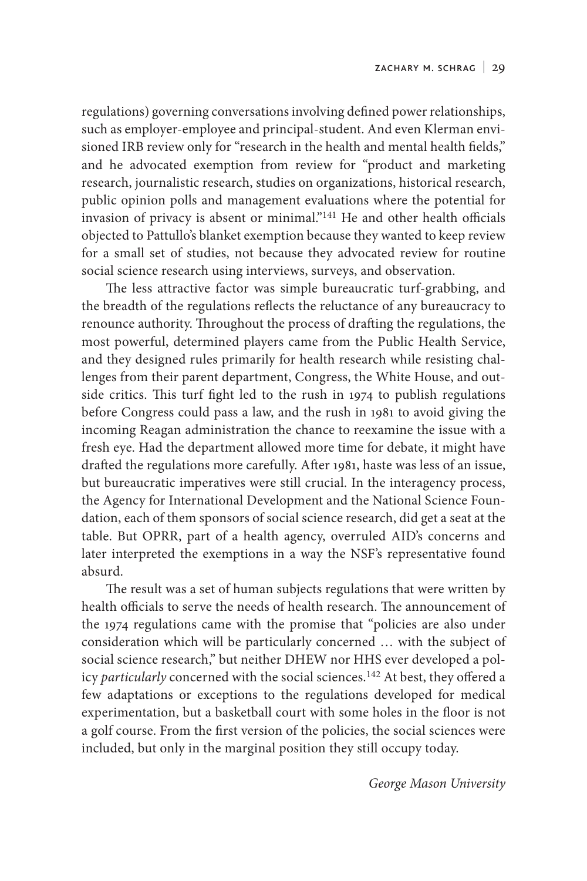regulations) governing conversations involving defined power relationships, such as employer-employee and principal-student. And even Klerman envisioned IRB review only for "research in the health and mental health fields," and he advocated exemption from review for "product and marketing research, journalistic research, studies on organizations, historical research, public opinion polls and management evaluations where the potential for invasion of privacy is absent or minimal."[141] He and other health officials objected to Pattullo's blanket exemption because they wanted to keep review for a small set of studies, not because they advocated review for routine social science research using interviews, surveys, and observation.

The less attractive factor was simple bureaucratic turf-grabbing, and the breadth of the regulations reflects the reluctance of any bureaucracy to renounce authority. Throughout the process of drafting the regulations, the most powerful, determined players came from the Public Health Service, and they designed rules primarily for health research while resisting challenges from their parent department, Congress, the White House, and outside critics. This turf fight led to the rush in 1974 to publish regulations before Congress could pass a law, and the rush in 1981 to avoid giving the incoming Reagan administration the chance to reexamine the issue with a fresh eye. Had the department allowed more time for debate, it might have drafted the regulations more carefully. After 1981, haste was less of an issue, but bureaucratic imperatives were still crucial. In the interagency process, the Agency for International Development and the National Science Foundation, each of them sponsors of social science research, did get a seat at the table. But OPRR, part of a health agency, overruled AID's concerns and later interpreted the exemptions in a way the NSF's representative found absurd.

The result was a set of human subjects regulations that were written by health officials to serve the needs of health research. The announcement of the 1974 regulations came with the promise that "policies are also under consideration which will be particularly concerned … with the subject of social science research," but neither DHEW nor HHS ever developed a policy *particularly* concerned with the social sciences.[142] At best, they offered a few adaptations or exceptions to the regulations developed for medical experimentation, but a basketball court with some holes in the floor is not a golf course. From the first version of the policies, the social sciences were included, but only in the marginal position they still occupy today.

*George Mason University*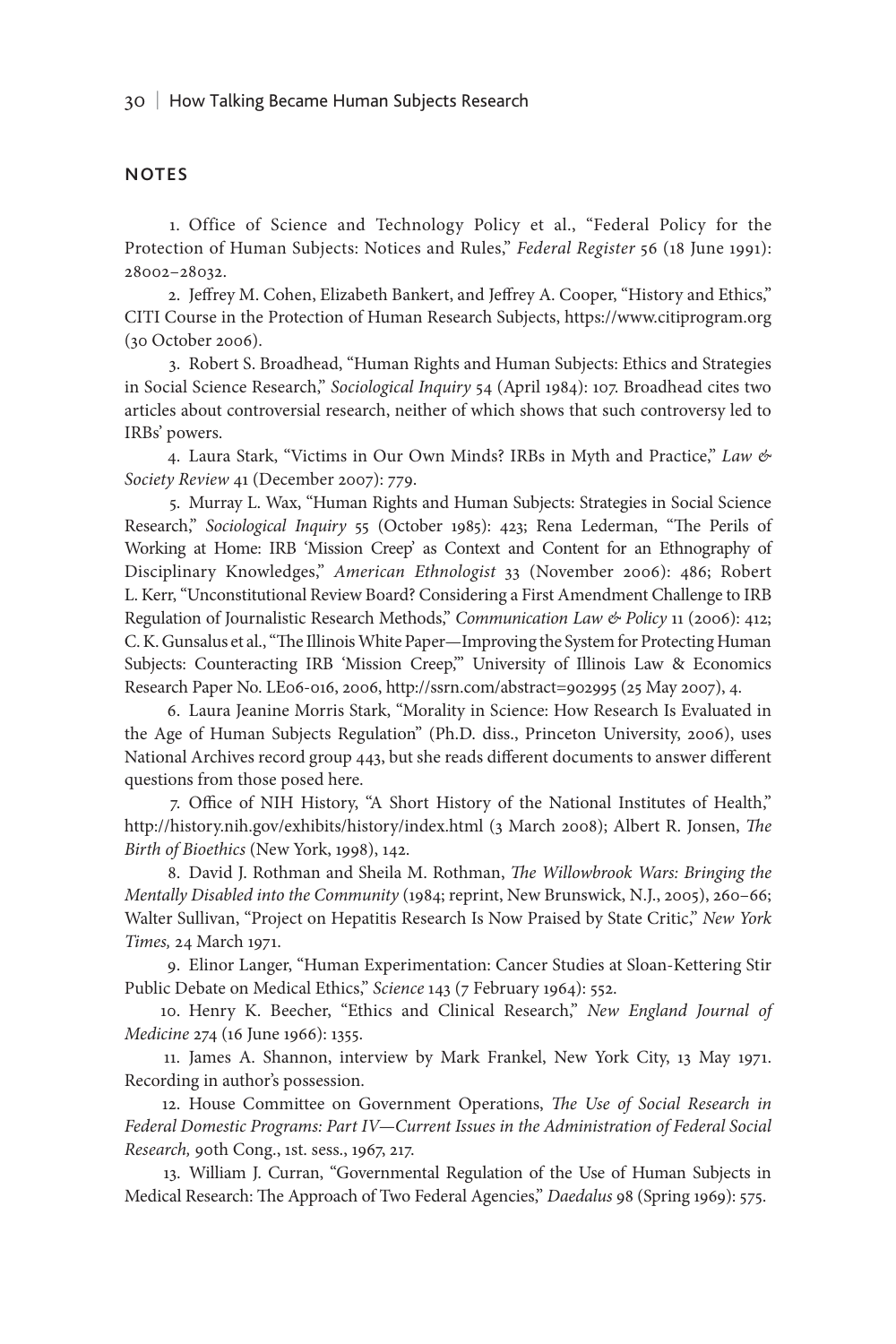## NOTES

1. Office of Science and Technology Policy et al., "Federal Policy for the Protection of Human Subjects: Notices and Rules," *Federal Register* 56 (18 June 1991): 28002–28032.

2. Jeffrey M. Cohen, Elizabeth Bankert, and Jeffrey A. Cooper, "History and Ethics," CITI Course in the Protection of Human Research Subjects, https://www.citiprogram.org (30 October 2006).

3. Robert S. Broadhead, "Human Rights and Human Subjects: Ethics and Strategies in Social Science Research," *Sociological Inquiry* 54 (April 1984): 107. Broadhead cites two articles about controversial research, neither of which shows that such controversy led to IRBs' powers.

4. Laura Stark, "Victims in Our Own Minds? IRBs in Myth and Practice," *Law & Society Review* 41 (December 2007): 779.

5. Murray L. Wax, "Human Rights and Human Subjects: Strategies in Social Science Research," *Sociological Inquiry* 55 (October 1985): 423; Rena Lederman, "The Perils of Working at Home: IRB 'Mission Creep' as Context and Content for an Ethnography of Disciplinary Knowledges," *American Ethnologist* 33 (November 2006): 486; Robert L. Kerr, "Unconstitutional Review Board? Considering a First Amendment Challenge to IRB Regulation of Journalistic Research Methods," *Communication Law & Policy* 11 (2006): 412; C. K. Gunsalus et al., "The Illinois White Paper—Improving the System for Protecting Human Subjects: Counteracting IRB 'Mission Creep,'" University of Illinois Law & Economics Research Paper No. LE06-016, 2006, http://ssrn.com/abstract=902995 (25 May 2007), 4.

6. Laura Jeanine Morris Stark, "Morality in Science: How Research Is Evaluated in the Age of Human Subjects Regulation" (Ph.D. diss., Princeton University, 2006), uses National Archives record group 443, but she reads different documents to answer different questions from those posed here.

7. Office of NIH History, "A Short History of the National Institutes of Health," http://history.nih.gov/exhibits/history/index.html (3 March 2008); Albert R. Jonsen, *The Birth of Bioethics* (New York, 1998), 142.

8. David J. Rothman and Sheila M. Rothman, *The Willowbrook Wars: Bringing the Mentally Disabled into the Community* (1984; reprint, New Brunswick, N.J., 2005), 260–66; Walter Sullivan, "Project on Hepatitis Research Is Now Praised by State Critic," *New York Times,* 24 March 1971.

9. Elinor Langer, "Human Experimentation: Cancer Studies at Sloan-Kettering Stir Public Debate on Medical Ethics," *Science* 143 (7 February 1964): 552.

10. Henry K. Beecher, "Ethics and Clinical Research," *New England Journal of Medicine* 274 (16 June 1966): 1355.

11. James A. Shannon, interview by Mark Frankel, New York City, 13 May 1971. Recording in author's possession.

12. House Committee on Government Operations, *The Use of Social Research in Federal Domestic Programs: Part IV—Current Issues in the Administration of Federal Social Research,* 90th Cong., 1st. sess., 1967, 217.

13. William J. Curran, "Governmental Regulation of the Use of Human Subjects in Medical Research: The Approach of Two Federal Agencies," *Daedalus* 98 (Spring 1969): 575.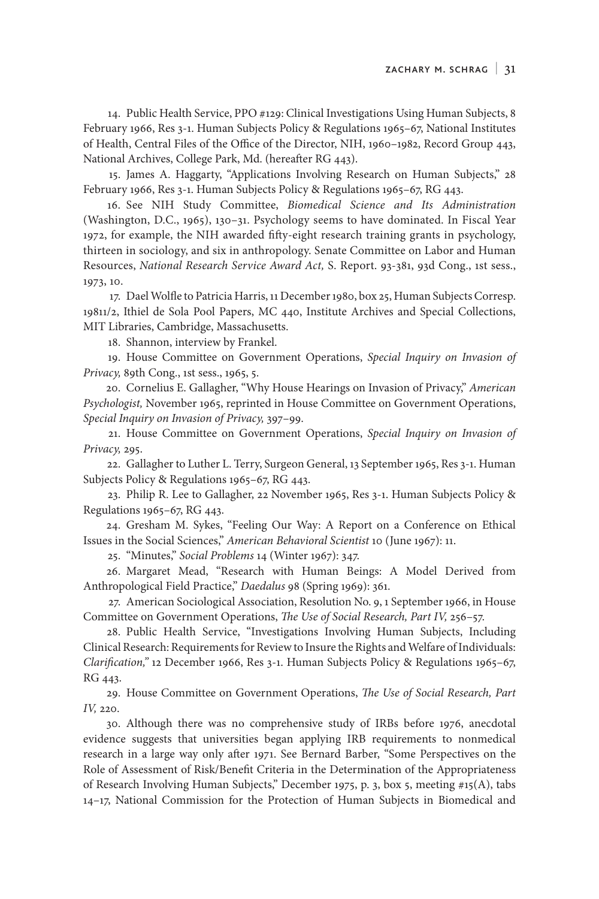14. Public Health Service, PPO #129: Clinical Investigations Using Human Subjects, 8 February 1966, Res 3-1. Human Subjects Policy & Regulations 1965–67, National Institutes of Health, Central Files of the Office of the Director, NIH, 1960–1982, Record Group 443, National Archives, College Park, Md. (hereafter RG 443).

15. James A. Haggarty, "Applications Involving Research on Human Subjects," 28 February 1966, Res 3-1. Human Subjects Policy & Regulations 1965–67, RG 443.

16. See NIH Study Committee, *Biomedical Science and Its Administration* (Washington, D.C., 1965), 130–31. Psychology seems to have dominated. In Fiscal Year 1972, for example, the NIH awarded fifty-eight research training grants in psychology, thirteen in sociology, and six in anthropology. Senate Committee on Labor and Human Resources, *National Research Service Award Act,* S. Report. 93-381, 93d Cong., 1st sess., 1973, 10.

17. Dael Wolfle to Patricia Harris, 11 December 1980, box 25, Human Subjects Corresp. 19811/2, Ithiel de Sola Pool Papers, MC 440, Institute Archives and Special Collections, MIT Libraries, Cambridge, Massachusetts.

18. Shannon, interview by Frankel.

19. House Committee on Government Operations, *Special Inquiry on Invasion of Privacy,* 89th Cong., 1st sess., 1965, 5.

20. Cornelius E. Gallagher, "Why House Hearings on Invasion of Privacy," *American Psychologist,* November 1965, reprinted in House Committee on Government Operations, *Special Inquiry on Invasion of Privacy,* 397–99.

21. House Committee on Government Operations, *Special Inquiry on Invasion of Privacy,* 295.

22. Gallagher to Luther L. Terry, Surgeon General, 13 September 1965, Res 3-1. Human Subjects Policy & Regulations 1965–67, RG 443.

23. Philip R. Lee to Gallagher, 22 November 1965, Res 3-1. Human Subjects Policy & Regulations 1965–67, RG 443.

24. Gresham M. Sykes, "Feeling Our Way: A Report on a Conference on Ethical Issues in the Social Sciences," *American Behavioral Scientist* 10 (June 1967): 11.

25. "Minutes," *Social Problems* 14 (Winter 1967): 347.

26. Margaret Mead, "Research with Human Beings: A Model Derived from Anthropological Field Practice," *Daedalus* 98 (Spring 1969): 361.

27. American Sociological Association, Resolution No. 9, 1 September 1966, in House Committee on Government Operations, *The Use of Social Research, Part IV,* 256–57.

28. Public Health Service, "Investigations Involving Human Subjects, Including Clinical Research: Requirements for Review to Insure the Rights and Welfare of Individuals: *Clarification,*" 12 December 1966, Res 3-1. Human Subjects Policy & Regulations 1965–67, RG 443.

29. House Committee on Government Operations, *The Use of Social Research, Part IV,* 220.

30. Although there was no comprehensive study of IRBs before 1976, anecdotal evidence suggests that universities began applying IRB requirements to nonmedical research in a large way only after 1971. See Bernard Barber, "Some Perspectives on the Role of Assessment of Risk/Benefit Criteria in the Determination of the Appropriateness of Research Involving Human Subjects," December 1975, p. 3, box 5, meeting #15(A), tabs 14–17, National Commission for the Protection of Human Subjects in Biomedical and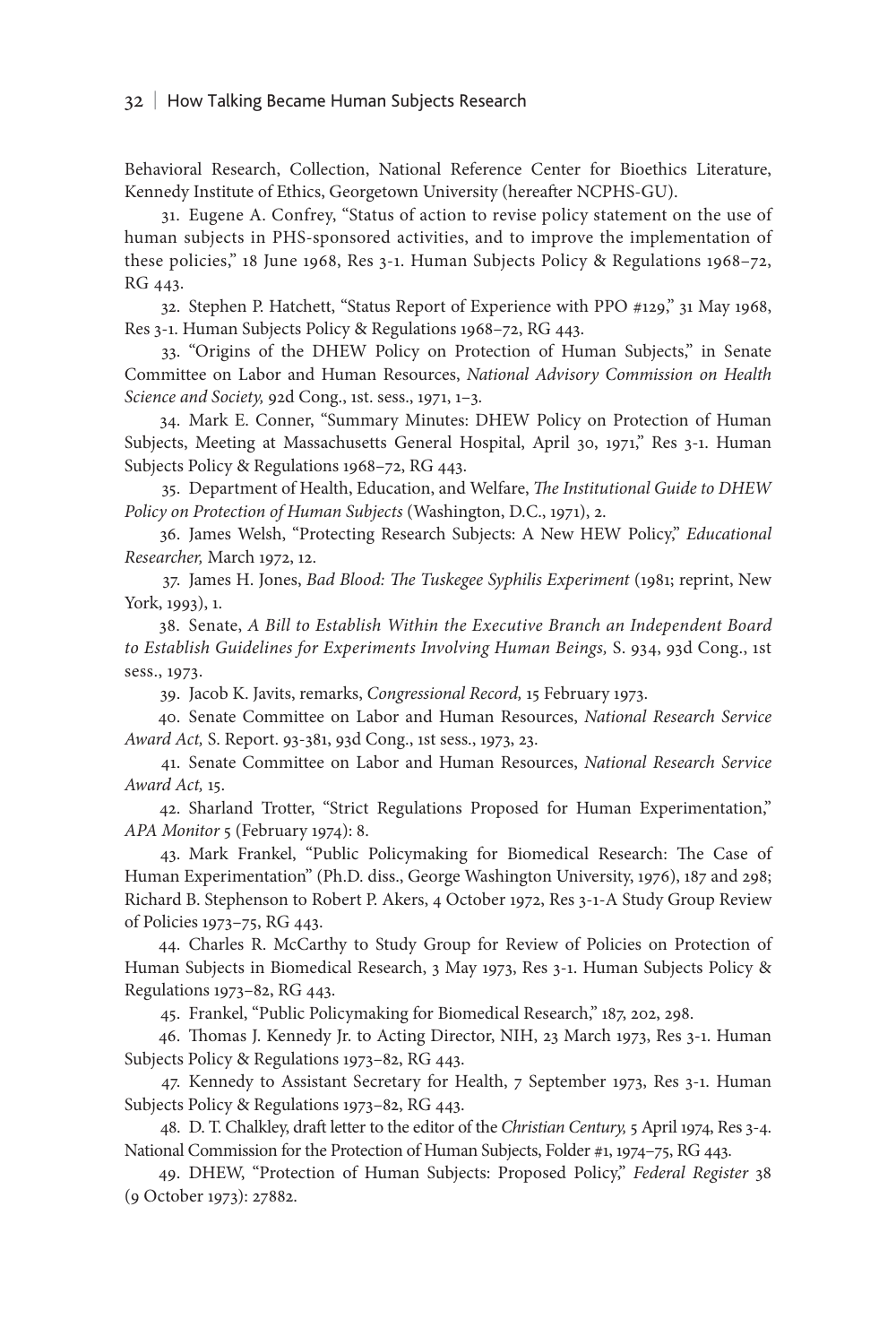Behavioral Research, Collection, National Reference Center for Bioethics Literature, Kennedy Institute of Ethics, Georgetown University (hereafter NCPHS-GU).

31. Eugene A. Confrey, "Status of action to revise policy statement on the use of human subjects in PHS-sponsored activities, and to improve the implementation of these policies," 18 June 1968, Res 3-1. Human Subjects Policy & Regulations 1968–72, RG 443.

32. Stephen P. Hatchett, "Status Report of Experience with PPO #129," 31 May 1968, Res 3-1. Human Subjects Policy & Regulations 1968–72, RG 443.

33. "Origins of the DHEW Policy on Protection of Human Subjects," in Senate Committee on Labor and Human Resources, *National Advisory Commission on Health Science and Society,* 92d Cong., 1st sess., 1971, 1–3.

34. Mark E. Conner, "Summary Minutes: DHEW Policy on Protection of Human Subjects, Meeting at Massachusetts General Hospital, April 30, 1971," Res 3-1. Human Subjects Policy & Regulations 1968–72, RG 443.

35. Department of Health, Education, and Welfare, *The Institutional Guide to DHEW Policy on Protection of Human Subjects* (Washington, D.C., 1971), 2.

36. James Welsh, "Protecting Research Subjects: A New HEW Policy," *Educational Researcher,* March 1972, 12.

37. James H. Jones, *Bad Blood: The Tuskegee Syphilis Experiment* (1981; reprint, New York, 1993), 1.

38. Senate, *A Bill to Establish Within the Executive Branch an Independent Board to Establish Guidelines for Experiments Involving Human Beings,* S. 934, 93d Cong., 1st sess., 1973.

39. Jacob K. Javits, remarks, *Congressional Record,* 15 February 1973.

40. Senate Committee on Labor and Human Resources, *National Research Service Award Act,* S. Report. 93-381, 93d Cong., 1st sess., 1973, 23.

41. Senate Committee on Labor and Human Resources, *National Research Service Award Act,* 15.

42. Sharland Trotter, "Strict Regulations Proposed for Human Experimentation," *APA Monitor* 5 (February 1974): 8.

43. Mark Frankel, "Public Policymaking for Biomedical Research: The Case of Human Experimentation" (Ph.D. diss., George Washington University, 1976), 187 and 298; Richard B. Stephenson to Robert P. Akers, 4 October 1972, Res 3-1-A Study Group Review of Policies 1973–75, RG 443.

44. Charles R. McCarthy to Study Group for Review of Policies on Protection of Human Subjects in Biomedical Research, 3 May 1973, Res 3-1. Human Subjects Policy & Regulations 1973–82, RG 443.

45. Frankel, "Public Policymaking for Biomedical Research," 187, 202, 298.

46. Thomas J. Kennedy Jr. to Acting Director, NIH, 23 March 1973, Res 3-1. Human Subjects Policy & Regulations 1973–82, RG 443.

47. Kennedy to Assistant Secretary for Health, 7 September 1973, Res 3-1. Human Subjects Policy & Regulations 1973–82, RG 443.

48. D. T. Chalkley, draft letter to the editor of the *Christian Century,* 5 April 1974, Res 3-4. National Commission for the Protection of Human Subjects, Folder #1, 1974–75, RG 443.

49. DHEW, "Protection of Human Subjects: Proposed Policy," *Federal Register* 38 (9 October 1973): 27882.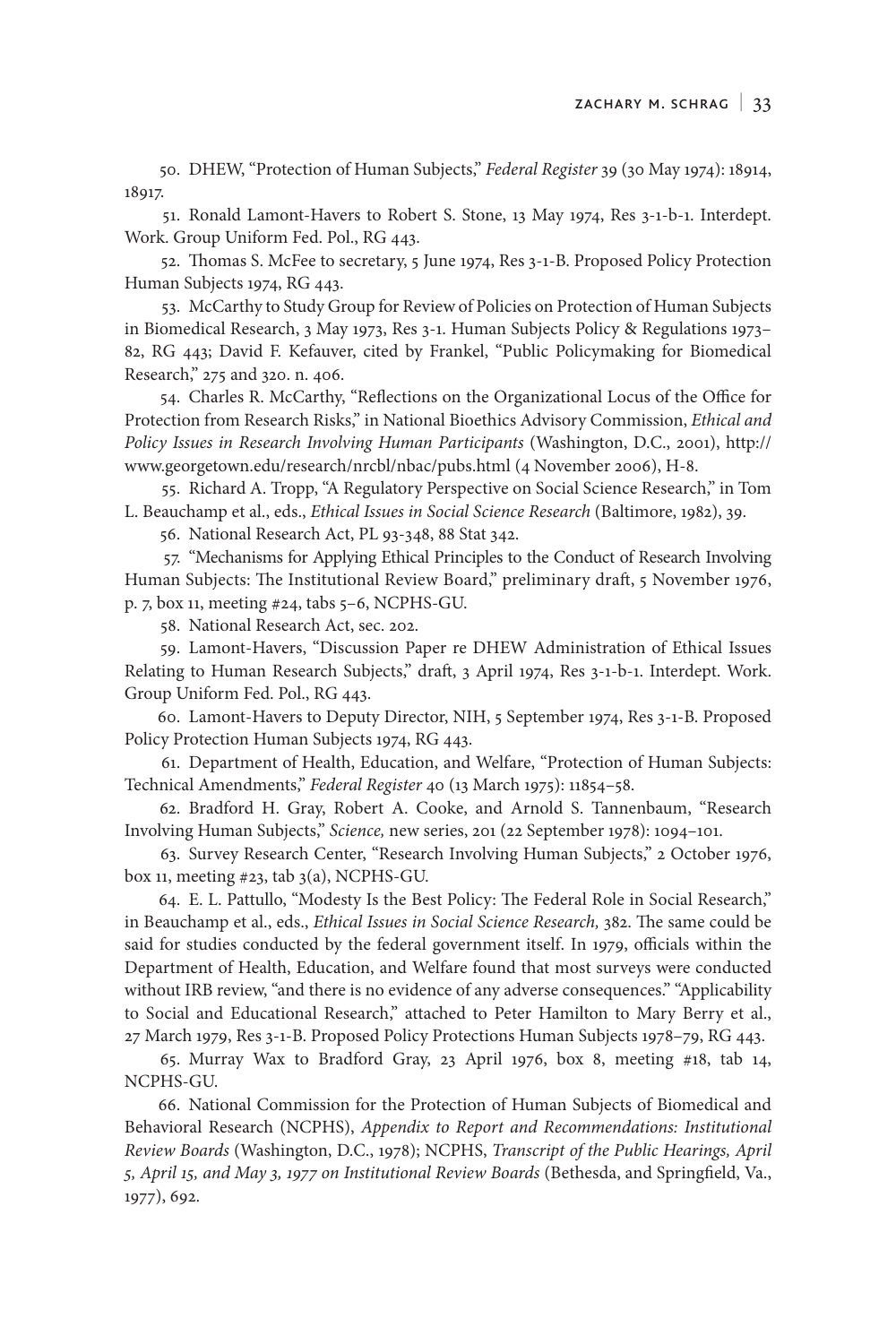50. DHEW, "Protection of Human Subjects," *Federal Register* 39 (30 May 1974): 18914, 18917.

51. Ronald Lamont-Havers to Robert S. Stone, 13 May 1974, Res 3-1-b-1. Interdept. Work. Group Uniform Fed. Pol., RG 443.

52. Thomas S. McFee to secretary, 5 June 1974, Res 3-1-B. Proposed Policy Protection Human Subjects 1974, RG 443.

53. McCarthy to Study Group for Review of Policies on Protection of Human Subjects in Biomedical Research, 3 May 1973, Res 3-1. Human Subjects Policy & Regulations 1973–82, RG 443; David F. Kefauver, cited by Frankel, "Public Policymaking for Biomedical Research," 275 and 320. n. 406.

54. Charles R. McCarthy, "Reflections on the Organizational Locus of the Office for Protection from Research Risks," in National Bioethics Advisory Commission, *Ethical and Policy Issues in Research Involving Human Participants* (Washington, D.C., 2001), http://www.georgetown.edu/research/nrcbl/nbac/pubs.html (4 November 2006), H-8.

55. Richard A. Tropp, "A Regulatory Perspective on Social Science Research," in Tom L. Beauchamp et al., eds., *Ethical Issues in Social Science Research* (Baltimore, 1982), 39.

56. National Research Act, PL 93-348, 88 Stat 342.

57. "Mechanisms for Applying Ethical Principles to the Conduct of Research Involving Human Subjects: The Institutional Review Board," preliminary draft, 5 November 1976, p. 7, box 11, meeting #24, tabs 5–6, NCPHS-GU.

58. National Research Act, sec. 202.

59. Lamont-Havers, "Discussion Paper re DHEW Administration of Ethical Issues Relating to Human Research Subjects," draft, 3 April 1974, Res 3-1-b-1. Interdept. Work. Group Uniform Fed. Pol., RG 443.

60. Lamont-Havers to Deputy Director, NIH, 5 September 1974, Res 3-1-B. Proposed Policy Protection Human Subjects 1974, RG 443.

61. Department of Health, Education, and Welfare, "Protection of Human Subjects: Technical Amendments," *Federal Register* 40 (13 March 1975): 11854–58.

62. Bradford H. Gray, Robert A. Cooke, and Arnold S. Tannenbaum, "Research Involving Human Subjects," *Science,* new series, 201 (22 September 1978): 1094–101.

63. Survey Research Center, "Research Involving Human Subjects," 2 October 1976, box 11, meeting #23, tab 3(a), NCPHS-GU.

64. E. L. Pattullo, "Modesty Is the Best Policy: The Federal Role in Social Research," in Beauchamp et al., eds., *Ethical Issues in Social Science Research,* 382. The same could be said for studies conducted by the federal government itself. In 1979, officials within the Department of Health, Education, and Welfare found that most surveys were conducted without IRB review, "and there is no evidence of any adverse consequences." "Applicability to Social and Educational Research," attached to Peter Hamilton to Mary Berry et al., 27 March 1979, Res 3-1-B. Proposed Policy Protections Human Subjects 1978–79, RG 443.

65. Murray Wax to Bradford Gray, 23 April 1976, box 8, meeting #18, tab 14, NCPHS-GU.

66. National Commission for the Protection of Human Subjects of Biomedical and Behavioral Research (NCPHS), *Appendix to Report and Recommendations: Institutional Review Boards* (Washington, D.C., 1978); NCPHS, *Transcript of the Public Hearings, April 5, April 15, and May 3, 1977 on Institutional Review Boards* (Bethesda, and Springfield, Va., 1977), 692.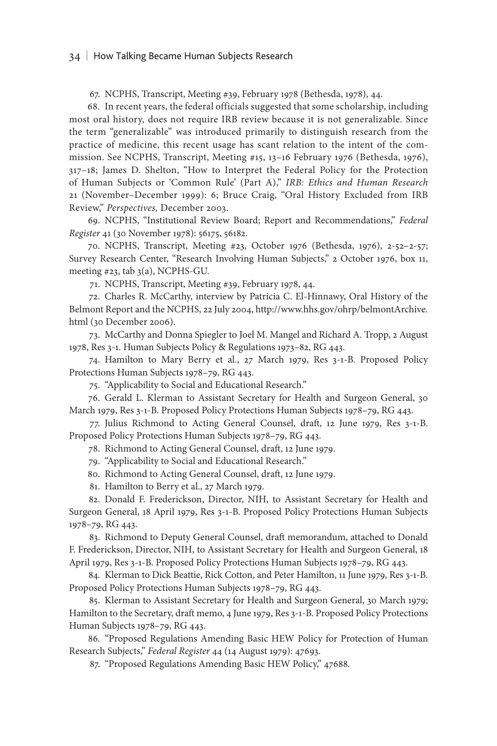67. NCPHS, Transcript, Meeting #39, February 1978 (Bethesda, 1978), 44.

68. In recent years, the federal officials suggested that some scholarship, including most oral history, does not require IRB review because it is not generalizable. Since the term "generalizable" was introduced primarily to distinguish research from the practice of medicine, this recent usage has scant relation to the intent of the commission. See NCPHS, Transcript, Meeting #15, 13–16 February 1976 (Bethesda, 1976), 317–18; James D. Shelton, "How to Interpret the Federal Policy for the Protection of Human Subjects or 'Common Rule' (Part A)," *IRB: Ethics and Human Research* 21 (November–December 1999): 6; Bruce Craig, "Oral History Excluded from IRB Review," *Perspectives,* December 2003.

69. NCPHS, "Institutional Review Board; Report and Recommendations," *Federal Register* 41 (30 November 1978): 56175, 56182.

70. NCPHS, Transcript, Meeting #23, October 1976 (Bethesda, 1976), 2-52–2-57; Survey Research Center, "Research Involving Human Subjects," 2 October 1976, box 11, meeting #23, tab 3(a), NCPHS-GU.

71. NCPHS, Transcript, Meeting #39, February 1978, 44.

72. Charles R. McCarthy, interview by Patricia C. El-Hinnawy, Oral History of the Belmont Report and the NCPHS, 22 July 2004, http://www.hhs.gov/ohrp/belmontArchive.html (30 December 2006).

73. McCarthy and Donna Spiegler to Joel M. Mangel and Richard A. Tropp, 2 August 1978, Res 3-1. Human Subjects Policy & Regulations 1973–82, RG 443.

74. Hamilton to Mary Berry et al., 27 March 1979, Res 3-1-B. Proposed Policy Protections Human Subjects 1978–79, RG 443.

75. "Applicability to Social and Educational Research."

76. Gerald L. Klerman to Assistant Secretary for Health and Surgeon General, 30 March 1979, Res 3-1-B. Proposed Policy Protections Human Subjects 1978–79, RG 443.

77. Julius Richmond to Acting General Counsel, draft, 12 June 1979, Res 3-1-B. Proposed Policy Protections Human Subjects 1978–79, RG 443.

78. Richmond to Acting General Counsel, draft, 12 June 1979.

79. "Applicability to Social and Educational Research."

80. Richmond to Acting General Counsel, draft, 12 June 1979.

81. Hamilton to Berry et al., 27 March 1979.

82. Donald F. Frederickson, Director, NIH, to Assistant Secretary for Health and Surgeon General, 18 April 1979, Res 3-1-B. Proposed Policy Protections Human Subjects 1978–79, RG 443.

83. Richmond to Deputy General Counsel, draft memorandum, attached to Donald F. Frederickson, Director, NIH, to Assistant Secretary for Health and Surgeon General, 18 April 1979, Res 3-1-B. Proposed Policy Protections Human Subjects 1978–79, RG 443.

84. Klerman to Dick Beattie, Rick Cotton, and Peter Hamilton, 11 June 1979, Res 3-1-B. Proposed Policy Protections Human Subjects 1978–79, RG 443.

85. Klerman to Assistant Secretary for Health and Surgeon General, 30 March 1979; Hamilton to the Secretary, draft memo, 4 June 1979, Res 3-1-B. Proposed Policy Protections Human Subjects 1978–79, RG 443.

86. "Proposed Regulations Amending Basic HEW Policy for Protection of Human Research Subjects," *Federal Register* 44 (14 August 1979): 47693.

87. "Proposed Regulations Amending Basic HEW Policy," 47688.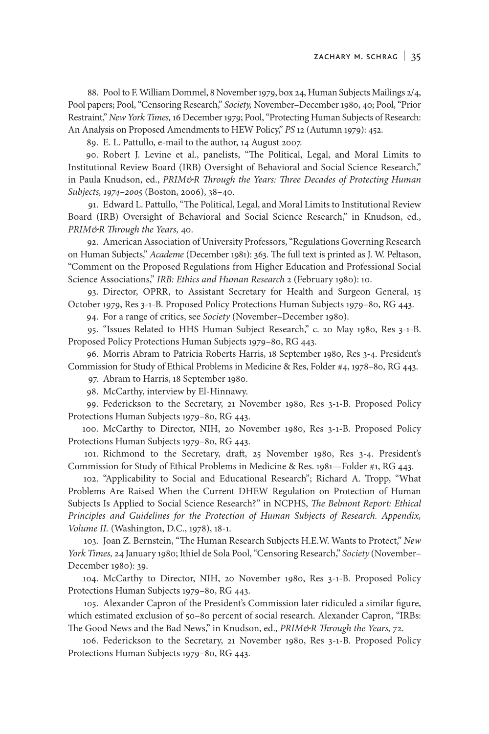88. Pool to F. William Dommel, 8 November 1979, box 24, Human Subjects Mailings 2/4, Pool papers; Pool, "Censoring Research," *Society,* November–December 1980, 40; Pool, "Prior Restraint," *New York Times,* 16 December 1979; Pool, "Protecting Human Subjects of Research: An Analysis on Proposed Amendments to HEW Policy," *PS* 12 (Autumn 1979): 452.

89. E. L. Pattullo, e-mail to the author, 14 August 2007.

90. Robert J. Levine et al., panelists, "The Political, Legal, and Moral Limits to Institutional Review Board (IRB) Oversight of Behavioral and Social Science Research," in Paula Knudson, ed., *PRIM&R Through the Years: Three Decades of Protecting Human Subjects, 1974–2005* (Boston, 2006), 38–40.

91. Edward L. Pattullo, "The Political, Legal, and Moral Limits to Institutional Review Board (IRB) Oversight of Behavioral and Social Science Research," in Knudson, ed., *PRIM&R Through the Years,* 40.

92. American Association of University Professors, "Regulations Governing Research on Human Subjects," *Academe* (December 1981): 363. The full text is printed as J. W. Peltason, "Comment on the Proposed Regulations from Higher Education and Professional Social Science Associations," *IRB: Ethics and Human Research* 2 (February 1980): 10.

93. Director, OPRR, to Assistant Secretary for Health and Surgeon General, 15 October 1979, Res 3-1-B. Proposed Policy Protections Human Subjects 1979–80, RG 443.

94. For a range of critics, see *Society* (November–December 1980).

95. "Issues Related to HHS Human Subject Research," c. 20 May 1980, Res 3-1-B. Proposed Policy Protections Human Subjects 1979–80, RG 443.

96. Morris Abram to Patricia Roberts Harris, 18 September 1980, Res 3-4. President's Commission for Study of Ethical Problems in Medicine & Res, Folder #4, 1978–80, RG 443.

97. Abram to Harris, 18 September 1980.

98. McCarthy, interview by El-Hinnawy.

99. Federickson to the Secretary, 21 November 1980, Res 3-1-B. Proposed Policy Protections Human Subjects 1979–80, RG 443.

100. McCarthy to Director, NIH, 20 November 1980, Res 3-1-B. Proposed Policy Protections Human Subjects 1979–80, RG 443.

101. Richmond to the Secretary, draft, 25 November 1980, Res 3-4. President's Commission for Study of Ethical Problems in Medicine & Res. 1981—Folder #1, RG 443.

102. "Applicability to Social and Educational Research"; Richard A. Tropp, "What Problems Are Raised When the Current DHEW Regulation on Protection of Human Subjects Is Applied to Social Science Research?" in NCPHS, *The Belmont Report: Ethical Principles and Guidelines for the Protection of Human Subjects of Research. Appendix, Volume II.* (Washington, D.C., 1978), 18-1.

103. Joan Z. Bernstein, "The Human Research Subjects H.E.W. Wants to Protect," *New York Times,* 24 January 1980; Ithiel de Sola Pool, "Censoring Research," *Society* (November–December 1980): 39.

104. McCarthy to Director, NIH, 20 November 1980, Res 3-1-B. Proposed Policy Protections Human Subjects 1979–80, RG 443.

105. Alexander Capron of the President's Commission later ridiculed a similar figure, which estimated exclusion of 50–80 percent of social research. Alexander Capron, "IRBs: The Good News and the Bad News," in Knudson, ed., *PRIM&R Through the Years,* 72.

106. Federickson to the Secretary, 21 November 1980, Res 3-1-B. Proposed Policy Protections Human Subjects 1979–80, RG 443.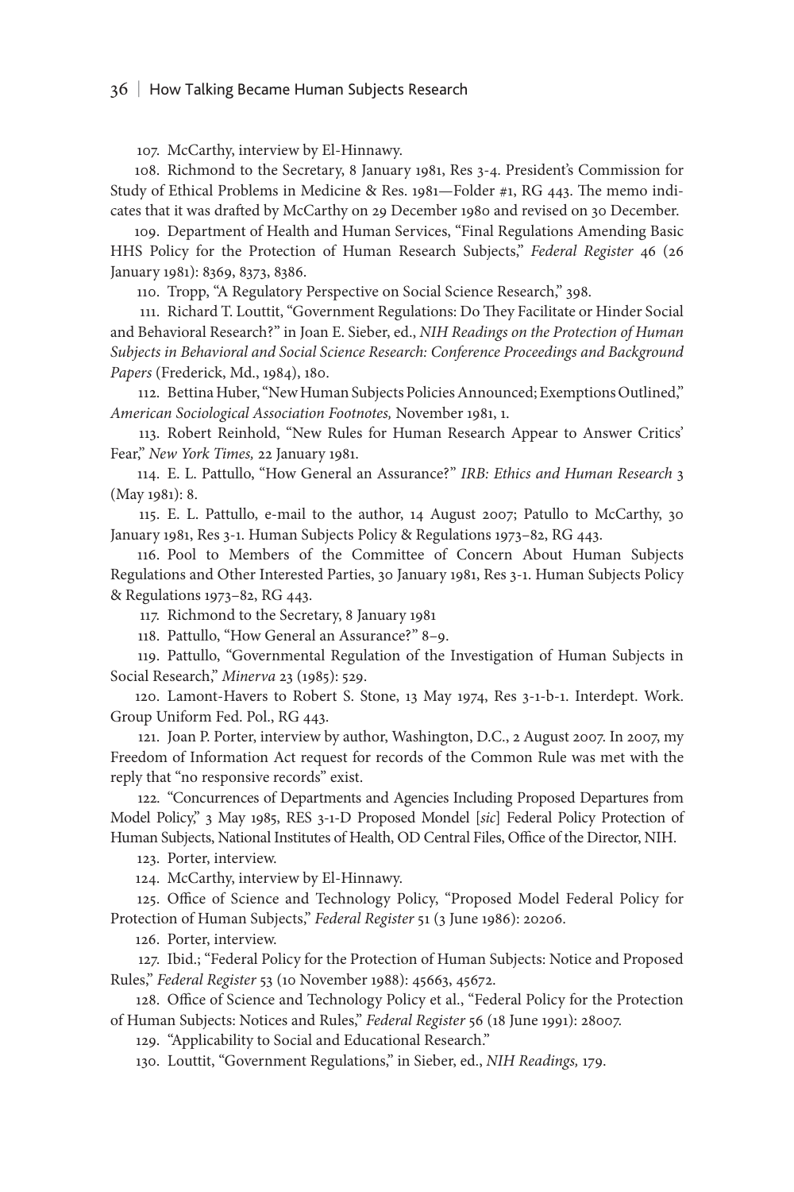107. McCarthy, interview by El-Hinnawy.

108. Richmond to the Secretary, 8 January 1981, Res 3-4. President's Commission for Study of Ethical Problems in Medicine & Res. 1981—Folder #1, RG 443. The memo indicates that it was drafted by McCarthy on 29 December 1980 and revised on 30 December.

109. Department of Health and Human Services, "Final Regulations Amending Basic HHS Policy for the Protection of Human Research Subjects," *Federal Register* 46 (26 January 1981): 8369, 8373, 8386.

110. Tropp, "A Regulatory Perspective on Social Science Research," 398.

111. Richard T. Louttit, "Government Regulations: Do They Facilitate or Hinder Social and Behavioral Research?" in Joan E. Sieber, ed., *NIH Readings on the Protection of Human Subjects in Behavioral and Social Science Research: Conference Proceedings and Background Papers* (Frederick, Md., 1984), 180.

112. Bettina Huber, "New Human Subjects Policies Announced; Exemptions Outlined," *American Sociological Association Footnotes,* November 1981, 1.

113. Robert Reinhold, "New Rules for Human Research Appear to Answer Critics' Fear," *New York Times,* 22 January 1981.

114. E. L. Pattullo, "How General an Assurance?" *IRB: Ethics and Human Research* 3 (May 1981): 8.

115. E. L. Pattullo, e-mail to the author, 14 August 2007; Patullo to McCarthy, 30 January 1981, Res 3-1. Human Subjects Policy & Regulations 1973–82, RG 443.

116. Pool to Members of the Committee of Concern About Human Subjects Regulations and Other Interested Parties, 30 January 1981, Res 3-1. Human Subjects Policy & Regulations 1973–82, RG 443.

117. Richmond to the Secretary, 8 January 1981

118. Pattullo, "How General an Assurance?" 8–9.

119. Pattullo, "Governmental Regulation of the Investigation of Human Subjects in Social Research," *Minerva* 23 (1985): 529.

120. Lamont-Havers to Robert S. Stone, 13 May 1974, Res 3-1-b-1. Interdept. Work. Group Uniform Fed. Pol., RG 443.

121. Joan P. Porter, interview by author, Washington, D.C., 2 August 2007. In 2007, my Freedom of Information Act request for records of the Common Rule was met with the reply that "no responsive records" exist.

122. "Concurrences of Departments and Agencies Including Proposed Departures from Model Policy," 3 May 1985, RES 3-1-D Proposed Mondel [*sic*] Federal Policy Protection of Human Subjects, National Institutes of Health, OD Central Files, Office of the Director, NIH.

123. Porter, interview.

124. McCarthy, interview by El-Hinnawy.

125. Office of Science and Technology Policy, "Proposed Model Federal Policy for Protection of Human Subjects," *Federal Register* 51 (3 June 1986): 20206.

126. Porter, interview.

127. Ibid.; "Federal Policy for the Protection of Human Subjects: Notice and Proposed Rules," *Federal Register* 53 (10 November 1988): 45663, 45672.

128. Office of Science and Technology Policy et al., "Federal Policy for the Protection of Human Subjects: Notices and Rules," *Federal Register* 56 (18 June 1991): 28007.

129. "Applicability to Social and Educational Research."

130. Louttit, "Government Regulations," in Sieber, ed., *NIH Readings,* 179.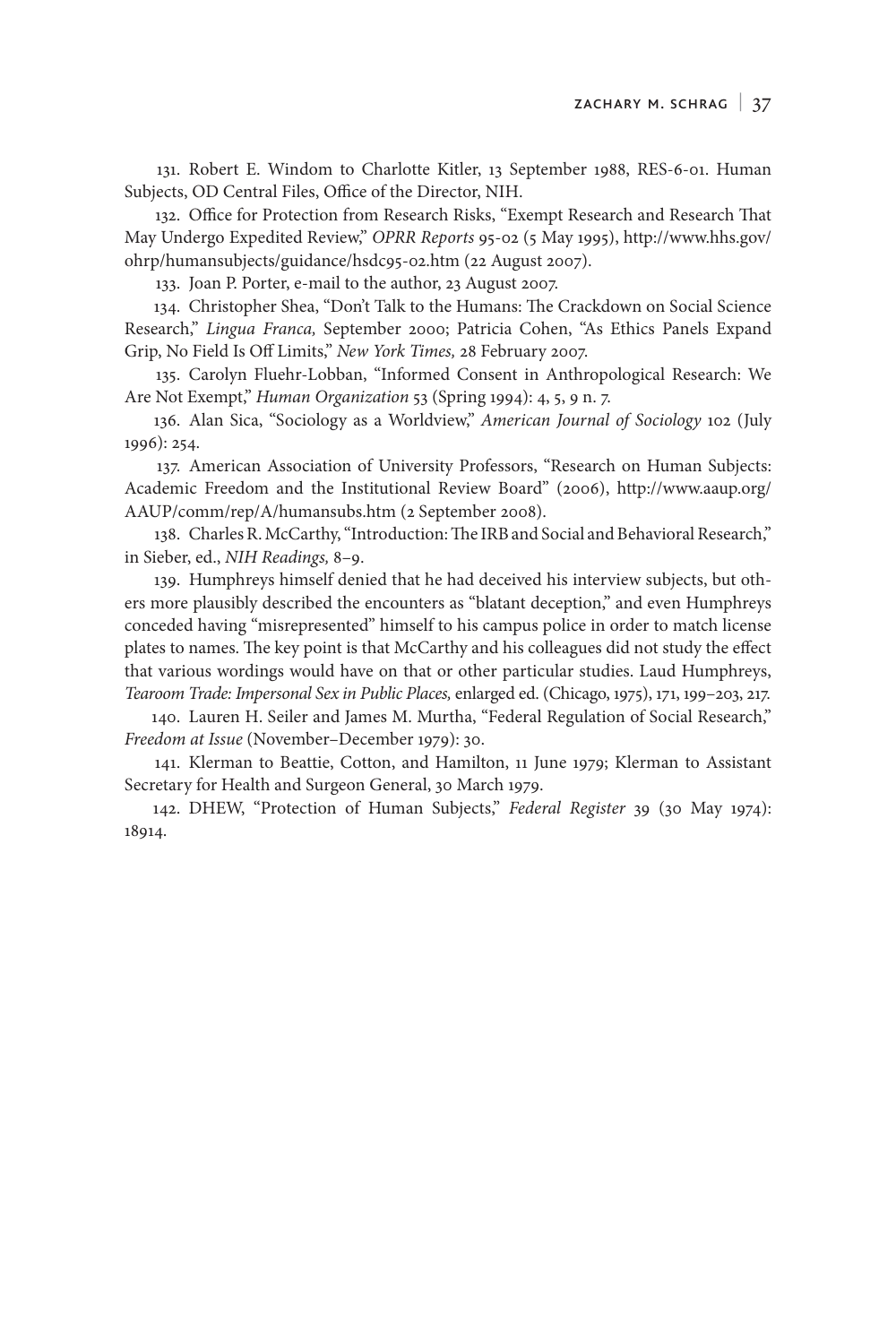131. Robert E. Windom to Charlotte Kitler, 13 September 1988, RES-6-01. Human Subjects, OD Central Files, Office of the Director, NIH.

132. Office for Protection from Research Risks, "Exempt Research and Research That May Undergo Expedited Review," *OPRR Reports* 95-02 (5 May 1995), http://www.hhs.gov/ohrp/humansubjects/guidance/hsdc95-02.htm (22 August 2007).

133. Joan P. Porter, e-mail to the author, 23 August 2007.

134. Christopher Shea, "Don't Talk to the Humans: The Crackdown on Social Science Research," *Lingua Franca,* September 2000; Patricia Cohen, "As Ethics Panels Expand Grip, No Field Is Off Limits," *New York Times,* 28 February 2007.

135. Carolyn Fluehr-Lobban, "Informed Consent in Anthropological Research: We Are Not Exempt," *Human Organization* 53 (Spring 1994): 4, 5, 9 n. 7.

136. Alan Sica, "Sociology as a Worldview," *American Journal of Sociology* 102 (July 1996): 254.

137. American Association of University Professors, "Research on Human Subjects: Academic Freedom and the Institutional Review Board" (2006), http://www.aaup.org/AAUP/comm/rep/A/humansubs.htm (2 September 2008).

138. Charles R. McCarthy, "Introduction: The IRB and Social and Behavioral Research," in Sieber, ed., *NIH Readings,* 8–9.

139. Humphreys himself denied that he had deceived his interview subjects, but others more plausibly described the encounters as "blatant deception," and even Humphreys conceded having "misrepresented" himself to his campus police in order to match license plates to names. The key point is that McCarthy and his colleagues did not study the effect that various wordings would have on that or other particular studies. Laud Humphreys, *Tearoom Trade: Impersonal Sex in Public Places,* enlarged ed. (Chicago, 1975), 171, 199–203, 217.

140. Lauren H. Seiler and James M. Murtha, "Federal Regulation of Social Research," *Freedom at Issue* (November–December 1979): 30.

141. Klerman to Beattie, Cotton, and Hamilton, 11 June 1979; Klerman to Assistant Secretary for Health and Surgeon General, 30 March 1979.

142. DHEW, "Protection of Human Subjects," *Federal Register* 39 (30 May 1974): 18914.